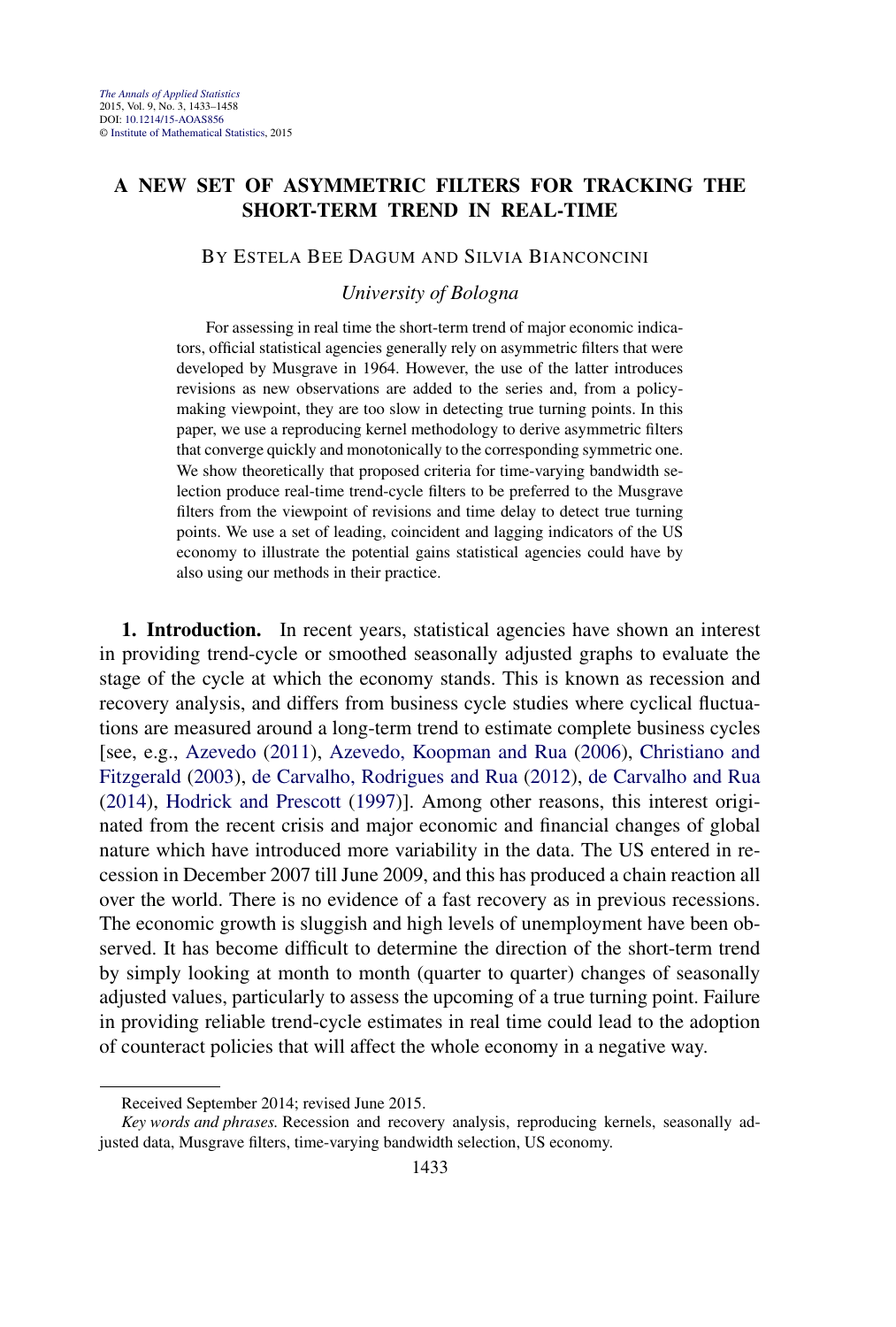# A NEW SET OF ASYMMETRIC FILTERS FOR TRACKING THE SHORT-TERM TREND IN REAL-TIME

BY ESTELA BEE DAGUM AND SILVIA BIANCONCINI

*University of Bologna*

For assessing in real time the short-term trend of major economic indicators, official statistical agencies generally rely on asymmetric filters that were developed by Musgrave in 1964. However, the use of the latter introduces revisions as new observations are added to the series and, from a policy-making viewpoint, they are too slow in detecting true turning points. In this paper, we use a reproducing kernel methodology to derive asymmetric filters that converge quickly and monotonically to the corresponding symmetric one. We show theoretically that proposed criteria for time-varying bandwidth selection produce real-time trend-cycle filters to be preferred to the Musgrave filters from the viewpoint of revisions and time delay to detect true turning points. We use a set of leading, coincident and lagging indicators of the US economy to illustrate the potential gains statistical agencies could have by also using our methods in their practice.

**1. Introduction.** In recent years, statistical agencies have shown an interest in providing trend-cycle or smoothed seasonally adjusted graphs to evaluate the stage of the cycle at which the economy stands. This is known as recession and recovery analysis, and differs from business cycle studies where cyclical fluctuations are measured around a long-term trend to estimate complete business cycles [see, e.g., Azevedo (2011), Azevedo, Koopman and Rua (2006), Christiano and Fitzgerald (2003), de Carvalho, Rodrigues and Rua (2012), de Carvalho and Rua (2014), Hodrick and Prescott (1997)]. Among other reasons, this interest originated from the recent crisis and major economic and financial changes of global nature which have introduced more variability in the data. The US entered in recession in December 2007 till June 2009, and this has produced a chain reaction all over the world. There is no evidence of a fast recovery as in previous recessions. The economic growth is sluggish and high levels of unemployment have been observed. It has become difficult to determine the direction of the short-term trend by simply looking at month to month (quarter to quarter) changes of seasonally adjusted values, particularly to assess the upcoming of a true turning point. Failure in providing reliable trend-cycle estimates in real time could lead to the adoption of counteract policies that will affect the whole economy in a negative way.

Received September 2014; revised June 2015.

*Key words and phrases.* Recession and recovery analysis, reproducing kernels, seasonally adjusted data, Musgrave filters, time-varying bandwidth selection, US economy.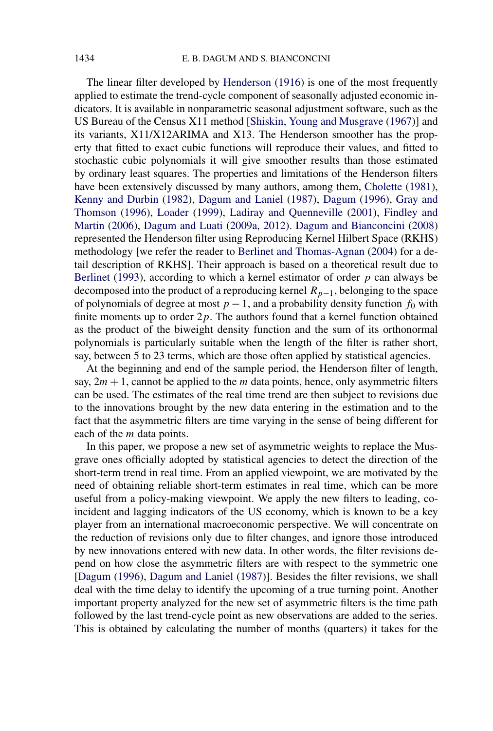The linear filter developed by Henderson (1916) is one of the most frequently applied to estimate the trend-cycle component of seasonally adjusted economic indicators. It is available in nonparametric seasonal adjustment software, such as the US Bureau of the Census X11 method [Shiskin, Young and Musgrave (1967)] and its variants, X11/X12ARIMA and X13. The Henderson smoother has the property that fitted to exact cubic functions will reproduce their values, and fitted to stochastic cubic polynomials it will give smoother results than those estimated by ordinary least squares. The properties and limitations of the Henderson filters have been extensively discussed by many authors, among them, Cholette (1981), Kenny and Durbin (1982), Dagum and Laniel (1987), Dagum (1996), Gray and Thomson (1996), Loader (1999), Ladiray and Quenneville (2001), Findley and Martin (2006), Dagum and Luati (2009a, 2012). Dagum and Bianconcini (2008) represented the Henderson filter using Reproducing Kernel Hilbert Space (RKHS) methodology [we refer the reader to Berlinet and Thomas-Agnan (2004) for a detail description of RKHS]. Their approach is based on a theoretical result due to Berlinet (1993), according to which a kernel estimator of order $p$ can always be decomposed into the product of a reproducing kernel $R_{p-1}$, belonging to the space of polynomials of degree at most $p-1$, and a probability density function $f_0$ with finite moments up to order $2p$. The authors found that a kernel function obtained as the product of the biweight density function and the sum of its orthonormal polynomials is particularly suitable when the length of the filter is rather short, say, between 5 to 23 terms, which are those often applied by statistical agencies.

At the beginning and end of the sample period, the Henderson filter of length, say, $2m+1$, cannot be applied to the $m$ data points, hence, only asymmetric filters can be used. The estimates of the real time trend are then subject to revisions due to the innovations brought by the new data entering in the estimation and to the fact that the asymmetric filters are time varying in the sense of being different for each of the $m$ data points.

In this paper, we propose a new set of asymmetric weights to replace the Musgrave ones officially adopted by statistical agencies to detect the direction of the short-term trend in real time. From an applied viewpoint, we are motivated by the need of obtaining reliable short-term estimates in real time, which can be more useful from a policy-making viewpoint. We apply the new filters to leading, coincident and lagging indicators of the US economy, which is known to be a key player from an international macroeconomic perspective. We will concentrate on the reduction of revisions only due to filter changes, and ignore those introduced by new innovations entered with new data. In other words, the filter revisions depend on how close the asymmetric filters are with respect to the symmetric one [Dagum (1996), Dagum and Laniel (1987)]. Besides the filter revisions, we shall deal with the time delay to identify the upcoming of a true turning point. Another important property analyzed for the new set of asymmetric filters is the time path followed by the last trend-cycle point as new observations are added to the series. This is obtained by calculating the number of months (quarters) it takes for the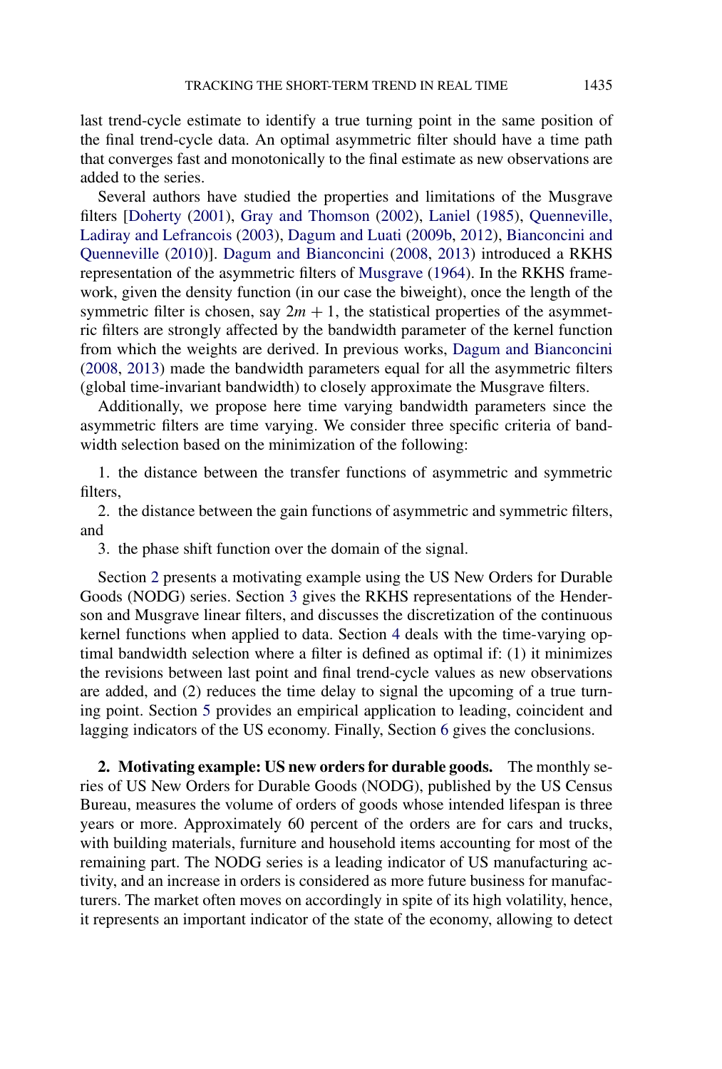last trend-cycle estimate to identify a true turning point in the same position of the final trend-cycle data. An optimal asymmetric filter should have a time path that converges fast and monotonically to the final estimate as new observations are added to the series.

Several authors have studied the properties and limitations of the Musgrave filters [Doherty (2001), Gray and Thomson (2002), Laniel (1985), Quenneville, Ladiray and Lefrancois (2003), Dagum and Luati (2009b, 2012), Bianconcini and Quenneville (2010)]. Dagum and Bianconcini (2008, 2013) introduced a RKHS representation of the asymmetric filters of Musgrave (1964). In the RKHS framework, given the density function (in our case the biweight), once the length of the symmetric filter is chosen, say $2m + 1$, the statistical properties of the asymmetric filters are strongly affected by the bandwidth parameter of the kernel function from which the weights are derived. In previous works, Dagum and Bianconcini (2008, 2013) made the bandwidth parameters equal for all the asymmetric filters (global time-invariant bandwidth) to closely approximate the Musgrave filters.

Additionally, we propose here time varying bandwidth parameters since the asymmetric filters are time varying. We consider three specific criteria of bandwidth selection based on the minimization of the following:

1. the distance between the transfer functions of asymmetric and symmetric filters,

2. the distance between the gain functions of asymmetric and symmetric filters, and

3. the phase shift function over the domain of the signal.

Section 2 presents a motivating example using the US New Orders for Durable Goods (NODG) series. Section 3 gives the RKHS representations of the Henderson and Musgrave linear filters, and discusses the discretization of the continuous kernel functions when applied to data. Section 4 deals with the time-varying optimal bandwidth selection where a filter is defined as optimal if: (1) it minimizes the revisions between last point and final trend-cycle values as new observations are added, and (2) reduces the time delay to signal the upcoming of a true turning point. Section 5 provides an empirical application to leading, coincident and lagging indicators of the US economy. Finally, Section 6 gives the conclusions.

## 2. Motivating example: US new orders for durable goods.

The monthly series of US New Orders for Durable Goods (NODG), published by the US Census Bureau, measures the volume of orders of goods whose intended lifespan is three years or more. Approximately 60 percent of the orders are for cars and trucks, with building materials, furniture and household items accounting for most of the remaining part. The NODG series is a leading indicator of US manufacturing activity, and an increase in orders is considered as more future business for manufacturers. The market often moves on accordingly in spite of its high volatility, hence, it represents an important indicator of the state of the economy, allowing to detect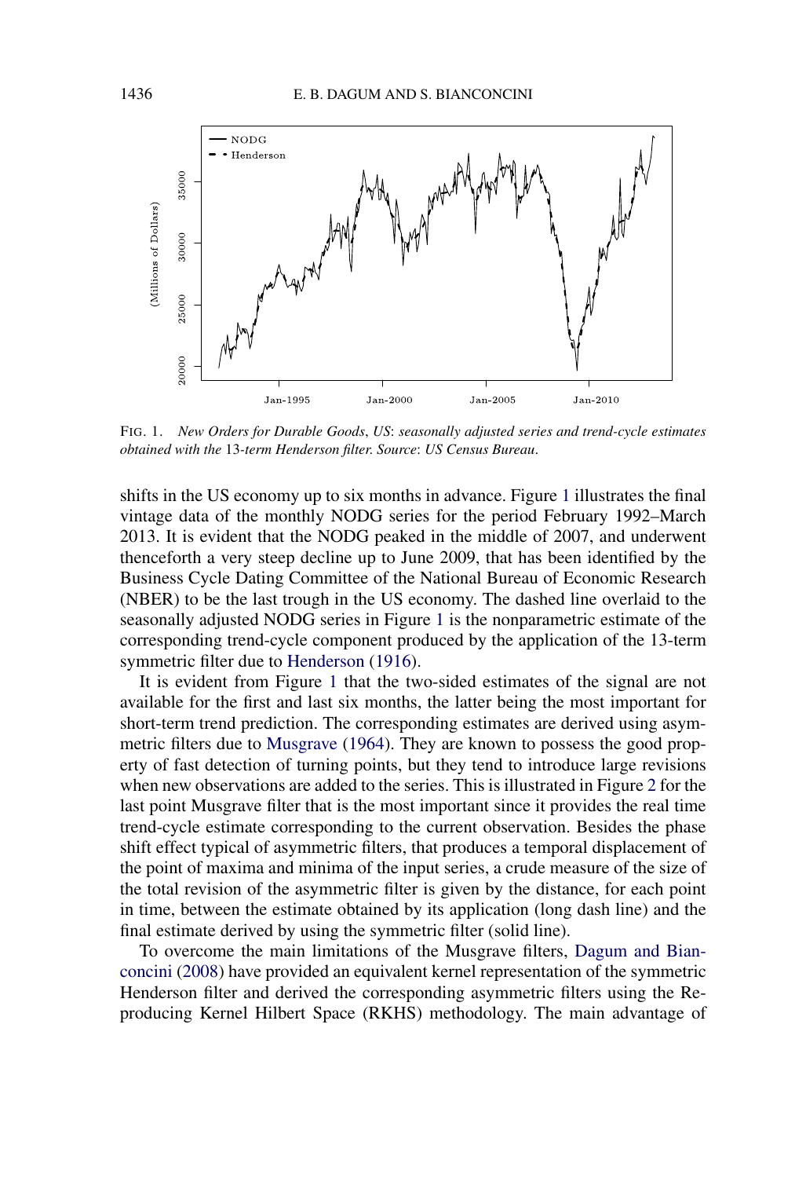FIG. 1. *New Orders for Durable Goods*, *US*: *seasonally adjusted series and trend-cycle estimates obtained with the* 13-*term Henderson filter. Source*: *US Census Bureau*.

shifts in the US economy up to six months in advance. Figure 1 illustrates the final vintage data of the monthly NODG series for the period February 1992–March 2013. It is evident that the NODG peaked in the middle of 2007, and underwent thenceforth a very steep decline up to June 2009, that has been identified by the Business Cycle Dating Committee of the National Bureau of Economic Research (NBER) to be the last trough in the US economy. The dashed line overlaid to the seasonally adjusted NODG series in Figure 1 is the nonparametric estimate of the corresponding trend-cycle component produced by the application of the 13-term symmetric filter due to Henderson (1916).

It is evident from Figure 1 that the two-sided estimates of the signal are not available for the first and last six months, the latter being the most important for short-term trend prediction. The corresponding estimates are derived using asymmetric filters due to Musgrave (1964). They are known to possess the good property of fast detection of turning points, but they tend to introduce large revisions when new observations are added to the series. This is illustrated in Figure 2 for the last point Musgrave filter that is the most important since it provides the real time trend-cycle estimate corresponding to the current observation. Besides the phase shift effect typical of asymmetric filters, that produces a temporal displacement of the point of maxima and minima of the input series, a crude measure of the size of the total revision of the asymmetric filter is given by the distance, for each point in time, between the estimate obtained by its application (long dash line) and the final estimate derived by using the symmetric filter (solid line).

To overcome the main limitations of the Musgrave filters, Dagum and Bianconcini (2008) have provided an equivalent kernel representation of the symmetric Henderson filter and derived the corresponding asymmetric filters using the Reproducing Kernel Hilbert Space (RKHS) methodology. The main advantage of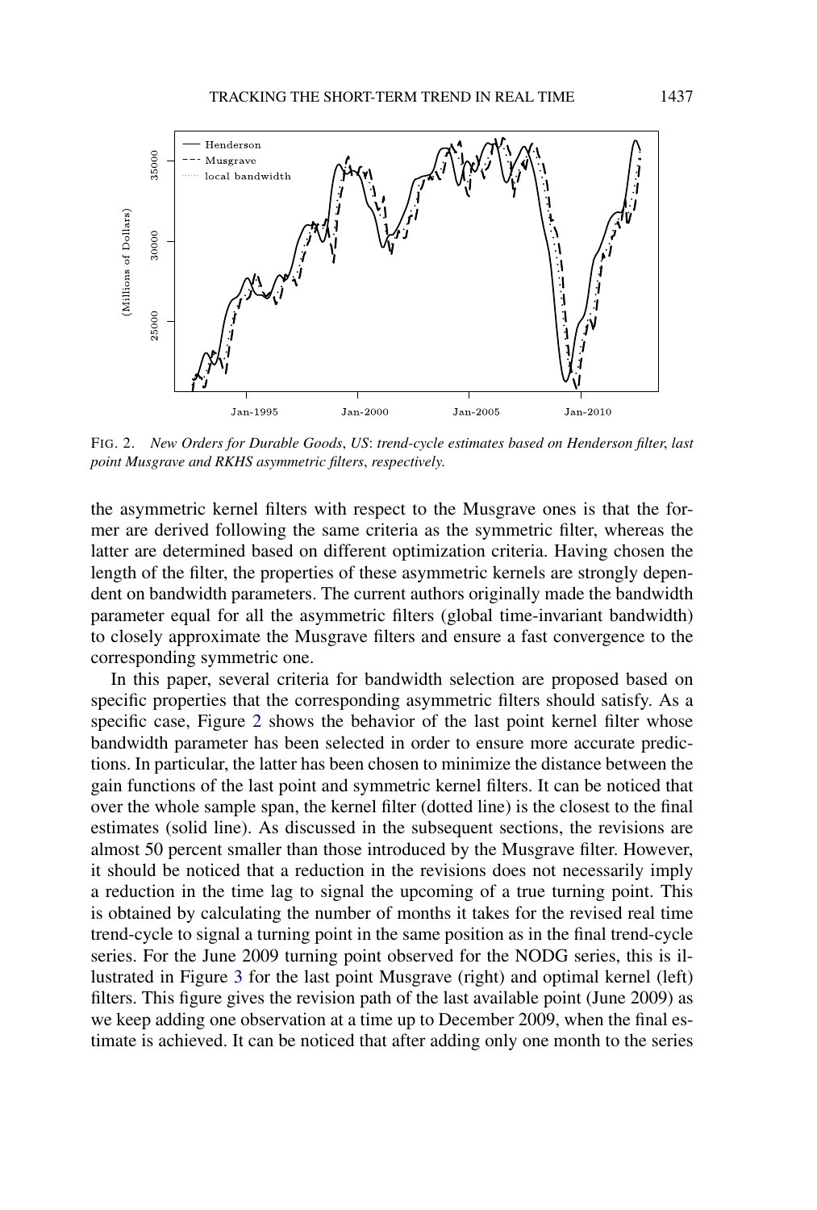FIG. 2. *New Orders for Durable Goods, US: trend-cycle estimates based on Henderson filter, last point Musgrave and RKHS asymmetric filters, respectively.*

the asymmetric kernel filters with respect to the Musgrave ones is that the former are derived following the same criteria as the symmetric filter, whereas the latter are determined based on different optimization criteria. Having chosen the length of the filter, the properties of these asymmetric kernels are strongly dependent on bandwidth parameters. The current authors originally made the bandwidth parameter equal for all the asymmetric filters (global time-invariant bandwidth) to closely approximate the Musgrave filters and ensure a fast convergence to the corresponding symmetric one.

In this paper, several criteria for bandwidth selection are proposed based on specific properties that the corresponding asymmetric filters should satisfy. As a specific case, Figure 2 shows the behavior of the last point kernel filter whose bandwidth parameter has been selected in order to ensure more accurate predictions. In particular, the latter has been chosen to minimize the distance between the gain functions of the last point and symmetric kernel filters. It can be noticed that over the whole sample span, the kernel filter (dotted line) is the closest to the final estimates (solid line). As discussed in the subsequent sections, the revisions are almost 50 percent smaller than those introduced by the Musgrave filter. However, it should be noticed that a reduction in the revisions does not necessarily imply a reduction in the time lag to signal the upcoming of a true turning point. This is obtained by calculating the number of months it takes for the revised real time trend-cycle to signal a turning point in the same position as in the final trend-cycle series. For the June 2009 turning point observed for the NODG series, this is illustrated in Figure 3 for the last point Musgrave (right) and optimal kernel (left) filters. This figure gives the revision path of the last available point (June 2009) as we keep adding one observation at a time up to December 2009, when the final estimate is achieved. It can be noticed that after adding only one month to the series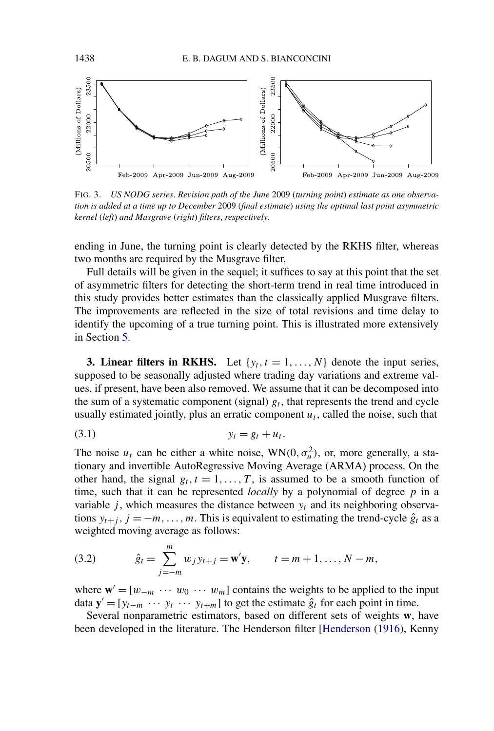FIG. 3. *US NODG series. Revision path of the June 2009 (turning point) estimate as one observation is added at a time up to December 2009 (final estimate) using the optimal last point asymmetric kernel (left) and Musgrave (right) filters, respectively.*

ending in June, the turning point is clearly detected by the RKHS filter, whereas two months are required by the Musgrave filter.

Full details will be given in the sequel; it suffices to say at this point that the set of asymmetric filters for detecting the short-term trend in real time introduced in this study provides better estimates than the classically applied Musgrave filters. The improvements are reflected in the size of total revisions and time delay to identify the upcoming of a true turning point. This is illustrated more extensively in Section 5.

## 3. Linear filters in RKHS.

Let $\{y_t, t = 1, \ldots, N\}$ denote the input series, supposed to be seasonally adjusted where trading day variations and extreme values, if present, have been also removed. We assume that it can be decomposed into the sum of a systematic component (signal) $g_t$, that represents the trend and cycle usually estimated jointly, plus an erratic component $u_t$, called the noise, such that

$$y_t = g_t + u_t. \tag{3.1}$$

The noise $u_t$ can be either a white noise, $\mathrm{WN}(0, \sigma_u^2)$, or, more generally, a stationary and invertible AutoRegressive Moving Average (ARMA) process. On the other hand, the signal $g_t, t = 1, \ldots, T$, is assumed to be a smooth function of time, such that it can be represented *locally* by a polynomial of degree $p$ in a variable $j$, which measures the distance between $y_t$ and its neighboring observations $y_{t+j}$, $j = -m, \ldots, m$. This is equivalent to estimating the trend-cycle $\hat{g}_t$ as a weighted moving average as follows:

$$\hat{g}_t = \sum_{j=-m}^{m} w_j y_{t+j} = \mathbf{w}'\mathbf{y}, \qquad t = m+1, \ldots, N-m, \tag{3.2}$$

where $\mathbf{w}' = [w_{-m} \ \cdots \ w_0 \ \cdots \ w_m]$ contains the weights to be applied to the input data $\mathbf{y}' = [y_{t-m} \ \cdots \ y_t \ \cdots \ y_{t+m}]$ to get the estimate $\hat{g}_t$ for each point in time.

Several nonparametric estimators, based on different sets of weights $\mathbf{w}$, have been developed in the literature. The Henderson filter [Henderson (1916), Kenny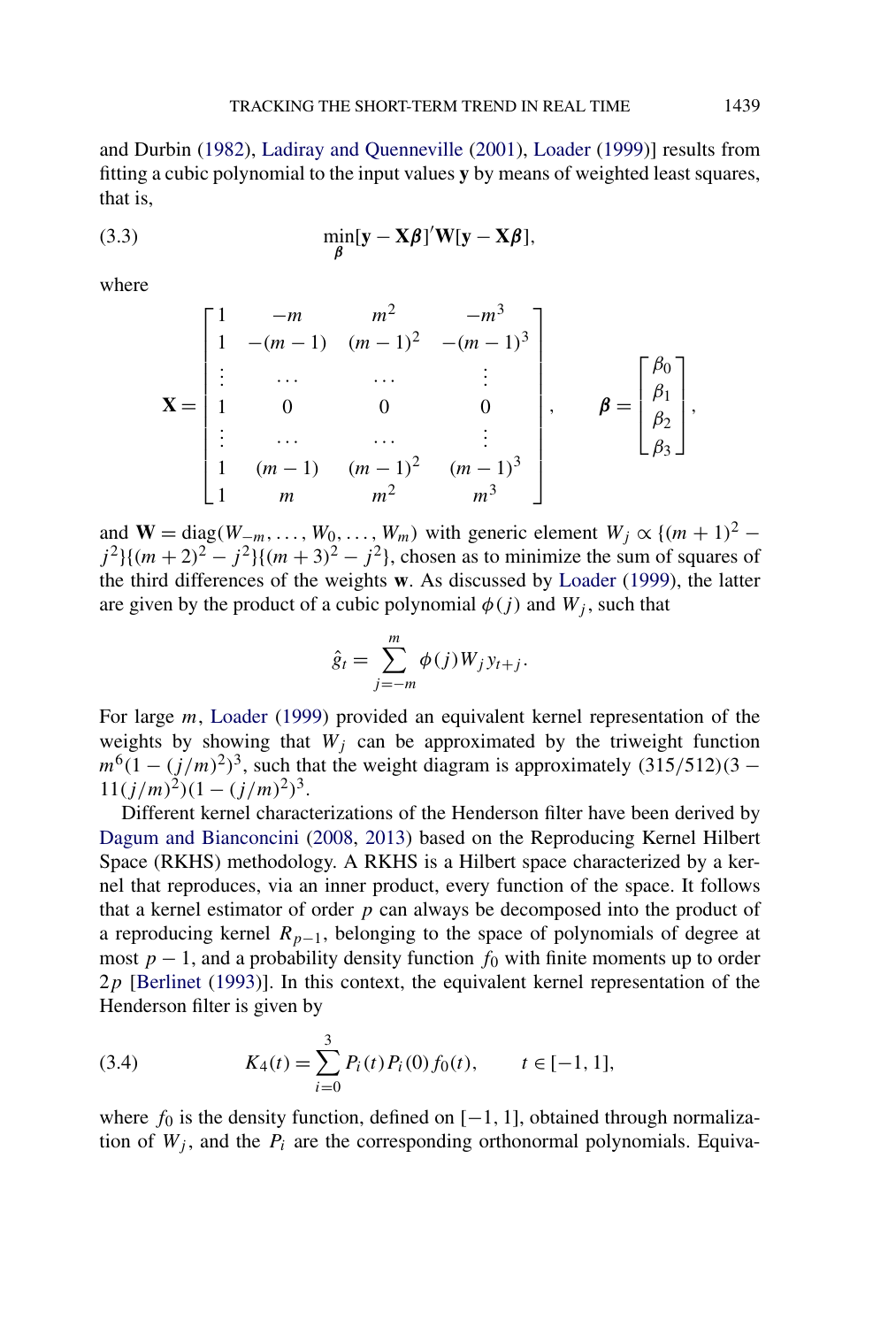and Durbin (1982), Ladiray and Quenneville (2001), Loader (1999)] results from fitting a cubic polynomial to the input values $\mathbf{y}$ by means of weighted least squares, that is,

$$\min_{\boldsymbol{\beta}} [\mathbf{y} - \mathbf{X}\boldsymbol{\beta}]'\mathbf{W}[\mathbf{y} - \mathbf{X}\boldsymbol{\beta}], \tag{3.3}$$

where

$$\mathbf{X} = \begin{bmatrix} 1 & -m & m^2 & -m^3 \\ 1 & -(m-1) & (m-1)^2 & -(m-1)^3 \\ \vdots & \cdots & \cdots & \vdots \\ 1 & 0 & 0 & 0 \\ \vdots & \cdots & \cdots & \vdots \\ 1 & (m-1) & (m-1)^2 & (m-1)^3 \\ 1 & m & m^2 & m^3 \end{bmatrix}, \qquad \boldsymbol{\beta} = \begin{bmatrix} \beta_0 \\ \beta_1 \\ \beta_2 \\ \beta_3 \end{bmatrix},$$

and $\mathbf{W} = \operatorname{diag}(W_{-m}, \dots, W_0, \dots, W_m)$ with generic element $W_j \propto \{(m+1)^2 - j^2\}\{(m+2)^2 - j^2\}\{(m+3)^2 - j^2\}$, chosen as to minimize the sum of squares of the third differences of the weights $\mathbf{w}$. As discussed by Loader (1999), the latter are given by the product of a cubic polynomial $\phi(j)$ and $W_j$, such that

$$\hat{g}_t = \sum_{j=-m}^{m} \phi(j) W_j y_{t+j}.$$

For large $m$, Loader (1999) provided an equivalent kernel representation of the weights by showing that $W_j$ can be approximated by the triweight function $m^6(1 - (j/m)^2)^3$, such that the weight diagram is approximately $(315/512)(3 - 11(j/m)^2)(1 - (j/m)^2)^3$.

Different kernel characterizations of the Henderson filter have been derived by Dagum and Bianconcini (2008, 2013) based on the Reproducing Kernel Hilbert Space (RKHS) methodology. A RKHS is a Hilbert space characterized by a kernel that reproduces, via an inner product, every function of the space. It follows that a kernel estimator of order $p$ can always be decomposed into the product of a reproducing kernel $R_{p-1}$, belonging to the space of polynomials of degree at most $p-1$, and a probability density function $f_0$ with finite moments up to order $2p$ [Berlinet (1993)]. In this context, the equivalent kernel representation of the Henderson filter is given by

$$K_4(t) = \sum_{i=0}^{3} P_i(t) P_i(0) f_0(t), \qquad t \in [-1, 1], \tag{3.4}$$

where $f_0$ is the density function, defined on $[-1, 1]$, obtained through normalization of $W_j$, and the $P_i$ are the corresponding orthonormal polynomials. Equiva-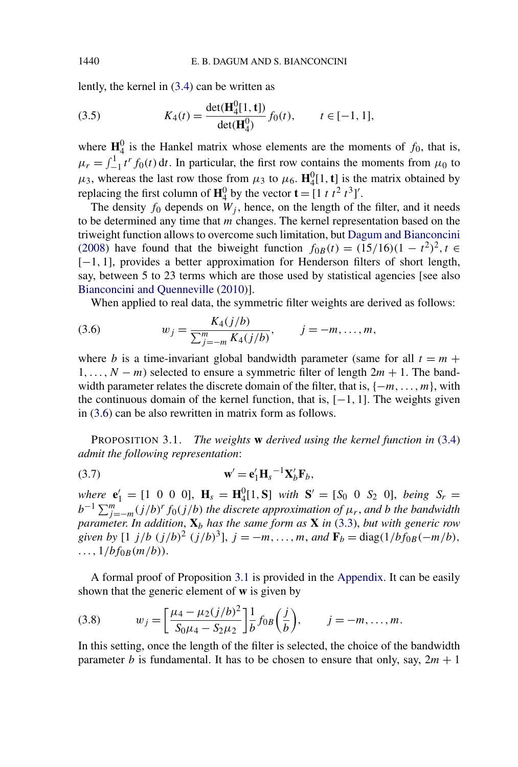lently, the kernel in (3.4) can be written as

$$K_4(t) = \frac{\det(\mathbf{H}_4^0[1, \mathbf{t}])}{\det(\mathbf{H}_4^0)} f_0(t), \qquad t \in [-1, 1], \tag{3.5}$$

where $\mathbf{H}_4^0$ is the Hankel matrix whose elements are the moments of $f_0$, that is, $\mu_r = \int_{-1}^{1} t^r f_0(t)\,\mathrm{d}t$. In particular, the first row contains the moments from $\mu_0$ to $\mu_3$, whereas the last row those from $\mu_3$ to $\mu_6$. $\mathbf{H}_4^0[1, \mathbf{t}]$ is the matrix obtained by replacing the first column of $\mathbf{H}_4^0$ by the vector $\mathbf{t} = [1\ t\ t^2\ t^3]'$.

The density $f_0$ depends on $W_j$, hence, on the length of the filter, and it needs to be determined any time that $m$ changes. The kernel representation based on the triweight function allows to overcome such limitation, but Dagum and Bianconcini (2008) have found that the biweight function $f_{0B}(t) = (15/16)(1 - t^2)^2, t \in [-1, 1]$, provides a better approximation for Henderson filters of short length, say, between 5 to 23 terms which are those used by statistical agencies [see also Bianconcini and Quenneville (2010)].

When applied to real data, the symmetric filter weights are derived as follows:

$$w_j = \frac{K_4(j/b)}{\sum_{j=-m}^{m} K_4(j/b)}, \qquad j = -m, \ldots, m, \tag{3.6}$$

where $b$ is a time-invariant global bandwidth parameter (same for all $t = m + 1, \ldots, N - m$) selected to ensure a symmetric filter of length $2m + 1$. The bandwidth parameter relates the discrete domain of the filter, that is, $\{-m, \ldots, m\}$, with the continuous domain of the kernel function, that is, $[-1, 1]$. The weights given in (3.6) can be also rewritten in matrix form as follows.

PROPOSITION 3.1. *The weights* $\mathbf{w}$ *derived using the kernel function in* (3.4) *admit the following representation*:

$$\mathbf{w}' = \mathbf{e}_1' \mathbf{H}_s^{-1} \mathbf{X}_b' \mathbf{F}_b, \tag{3.7}$$

*where* $\mathbf{e}_1' = [1\ \ 0\ \ 0\ \ 0]$, $\mathbf{H}_s = \mathbf{H}_4^0[1, \mathbf{S}]$ *with* $\mathbf{S}' = [S_0\ \ 0\ \ S_2\ \ 0]$, *being* $S_r = b^{-1} \sum_{j=-m}^{m} (j/b)^r f_0(j/b)$ *the discrete approximation of* $\mu_r$, *and b the bandwidth parameter. In addition*, $\mathbf{X}_b$ *has the same form as* $\mathbf{X}$ *in* (3.3), *but with generic row given by* $[1\ \ j/b\ \ (j/b)^2\ \ (j/b)^3]$, $j = -m, \ldots, m$, *and* $\mathbf{F}_b = \operatorname{diag}(1/b f_{0B}(-m/b), \ldots, 1/b f_{0B}(m/b))$.

A formal proof of Proposition 3.1 is provided in the Appendix. It can be easily shown that the generic element of $\mathbf{w}$ is given by

$$w_j = \left[\frac{\mu_4 - \mu_2 (j/b)^2}{S_0 \mu_4 - S_2 \mu_2}\right] \frac{1}{b} f_{0B}\left(\frac{j}{b}\right), \qquad j = -m, \ldots, m. \tag{3.8}$$

In this setting, once the length of the filter is selected, the choice of the bandwidth parameter $b$ is fundamental. It has to be chosen to ensure that only, say, $2m + 1$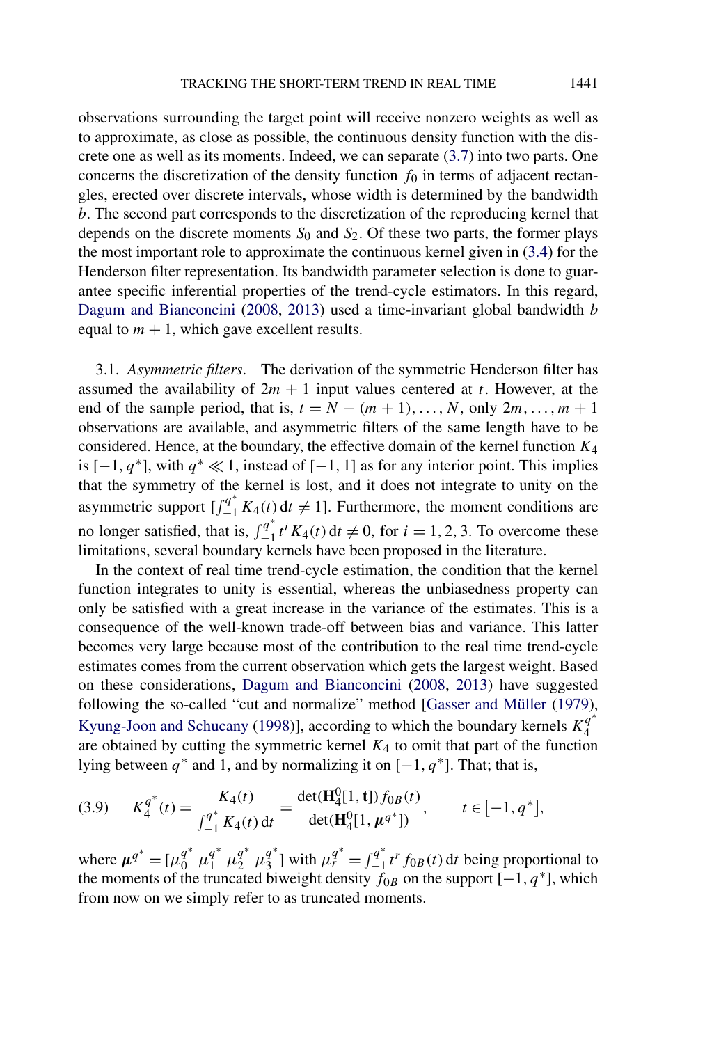observations surrounding the target point will receive nonzero weights as well as to approximate, as close as possible, the continuous density function with the discrete one as well as its moments. Indeed, we can separate (3.7) into two parts. One concerns the discretization of the density function $f_0$ in terms of adjacent rectangles, erected over discrete intervals, whose width is determined by the bandwidth $b$. The second part corresponds to the discretization of the reproducing kernel that depends on the discrete moments $S_0$ and $S_2$. Of these two parts, the former plays the most important role to approximate the continuous kernel given in (3.4) for the Henderson filter representation. Its bandwidth parameter selection is done to guarantee specific inferential properties of the trend-cycle estimators. In this regard, Dagum and Bianconcini (2008, 2013) used a time-invariant global bandwidth $b$ equal to $m + 1$, which gave excellent results.

### 3.1. *Asymmetric filters*.

The derivation of the symmetric Henderson filter has assumed the availability of $2m + 1$ input values centered at $t$. However, at the end of the sample period, that is, $t = N - (m + 1), \dots, N$, only $2m, \dots, m + 1$ observations are available, and asymmetric filters of the same length have to be considered. Hence, at the boundary, the effective domain of the kernel function $K_4$ is $[-1, q^*]$, with $q^* \ll 1$, instead of $[-1, 1]$ as for any interior point. This implies that the symmetry of the kernel is lost, and it does not integrate to unity on the asymmetric support $[\int_{-1}^{q^*} K_4(t)\,dt \neq 1]$. Furthermore, the moment conditions are no longer satisfied, that is, $\int_{-1}^{q^*} t^i K_4(t)\,dt \neq 0$, for $i = 1, 2, 3$. To overcome these limitations, several boundary kernels have been proposed in the literature.

In the context of real time trend-cycle estimation, the condition that the kernel function integrates to unity is essential, whereas the unbiasedness property can only be satisfied with a great increase in the variance of the estimates. This is a consequence of the well-known trade-off between bias and variance. This latter becomes very large because most of the contribution to the real time trend-cycle estimates comes from the current observation which gets the largest weight. Based on these considerations, Dagum and Bianconcini (2008, 2013) have suggested following the so-called "cut and normalize" method [Gasser and Müller (1979), Kyung-Joon and Schucany (1998)], according to which the boundary kernels $K_4^{q^*}$ are obtained by cutting the symmetric kernel $K_4$ to omit that part of the function lying between $q^*$ and 1, and by normalizing it on $[-1, q^*]$. That; that is,

$$K_4^{q^*}(t) = \frac{K_4(t)}{\int_{-1}^{q^*} K_4(t)\,dt} = \frac{\det(\mathbf{H}_4^0[1, \mathbf{t}]) f_{0B}(t)}{\det(\mathbf{H}_4^0[1, \boldsymbol{\mu}^{q^*}])}, \qquad t \in [-1, q^*], \tag{3.9}$$

where $\boldsymbol{\mu}^{q^*} = [\mu_0^{q^*}\ \mu_1^{q^*}\ \mu_2^{q^*}\ \mu_3^{q^*}]$ with $\mu_r^{q^*} = \int_{-1}^{q^*} t^r f_{0B}(t)\,dt$ being proportional to the moments of the truncated biweight density $f_{0B}$ on the support $[-1, q^*]$, which from now on we simply refer to as truncated moments.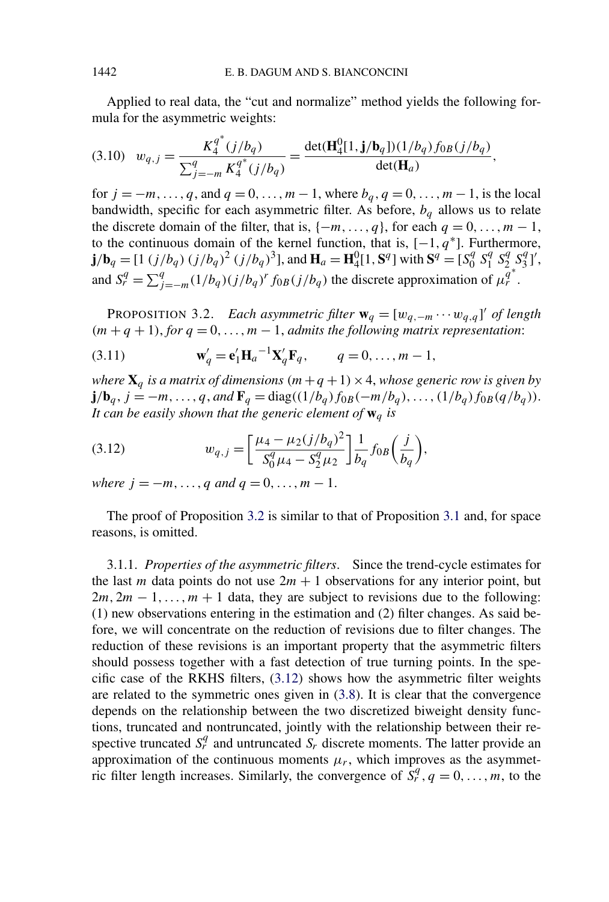Applied to real data, the "cut and normalize" method yields the following formula for the asymmetric weights:

$$w_{q,j} = \frac{K_4^{q^*}(j/b_q)}{\sum_{j=-m}^{q} K_4^{q^*}(j/b_q)} = \frac{\det(\mathbf{H}_4^0[1, \mathbf{j}/\mathbf{b}_q])(1/b_q) f_{0B}(j/b_q)}{\det(\mathbf{H}_a)}, \tag{3.10}$$

for $j = -m, \ldots, q$, and $q = 0, \ldots, m-1$, where $b_q$, $q = 0, \ldots, m-1$, is the local bandwidth, specific for each asymmetric filter. As before, $b_q$ allows us to relate the discrete domain of the filter, that is, $\{-m, \ldots, q\}$, for each $q = 0, \ldots, m-1$, to the continuous domain of the kernel function, that is, $[-1, q^*]$. Furthermore, $\mathbf{j}/\mathbf{b}_q = [1\ (j/b_q)\ (j/b_q)^2\ (j/b_q)^3]$, and $\mathbf{H}_a = \mathbf{H}_4^0[1, \mathbf{S}^q]$ with $\mathbf{S}^q = [S_0^q\ S_1^q\ S_2^q\ S_3^q]'$, and $S_r^q = \sum_{j=-m}^{q} (1/b_q)(j/b_q)^r f_{0B}(j/b_q)$ the discrete approximation of $\mu_r^{q^*}$.

PROPOSITION 3.2. *Each asymmetric filter* $\mathbf{w}_q = [w_{q,-m} \cdots w_{q,q}]'$ *of length* $(m+q+1)$, *for* $q = 0, \ldots, m-1$, *admits the following matrix representation*:

$$\mathbf{w}_q' = \mathbf{e}_1'\mathbf{H}_a^{-1}\mathbf{X}_q'\mathbf{F}_q, \qquad q = 0, \ldots, m-1, \tag{3.11}$$

*where* $\mathbf{X}_q$ *is a matrix of dimensions* $(m+q+1) \times 4$, *whose generic row is given by* $\mathbf{j}/\mathbf{b}_q$, $j = -m, \ldots, q$, *and* $\mathbf{F}_q = \operatorname{diag}((1/b_q) f_{0B}(-m/b_q), \ldots, (1/b_q) f_{0B}(q/b_q))$. *It can be easily shown that the generic element of* $\mathbf{w}_q$ *is*

$$w_{q,j} = \left[\frac{\mu_4 - \mu_2 (j/b_q)^2}{S_0^q \mu_4 - S_2^q \mu_2}\right] \frac{1}{b_q} f_{0B}\left(\frac{j}{b_q}\right), \tag{3.12}$$

*where* $j = -m, \ldots, q$ *and* $q = 0, \ldots, m-1$.

The proof of Proposition 3.2 is similar to that of Proposition 3.1 and, for space reasons, is omitted.

3.1.1. *Properties of the asymmetric filters*. Since the trend-cycle estimates for the last $m$ data points do not use $2m+1$ observations for any interior point, but $2m, 2m-1, \ldots, m+1$ data, they are subject to revisions due to the following: (1) new observations entering in the estimation and (2) filter changes. As said before, we will concentrate on the reduction of revisions due to filter changes. The reduction of these revisions is an important property that the asymmetric filters should possess together with a fast detection of true turning points. In the specific case of the RKHS filters, (3.12) shows how the asymmetric filter weights are related to the symmetric ones given in (3.8). It is clear that the convergence depends on the relationship between the two discretized biweight density functions, truncated and nontruncated, jointly with the relationship between their respective truncated $S_r^q$ and untruncated $S_r$ discrete moments. The latter provide an approximation of the continuous moments $\mu_r$, which improves as the asymmetric filter length increases. Similarly, the convergence of $S_r^q$, $q = 0, \ldots, m$, to the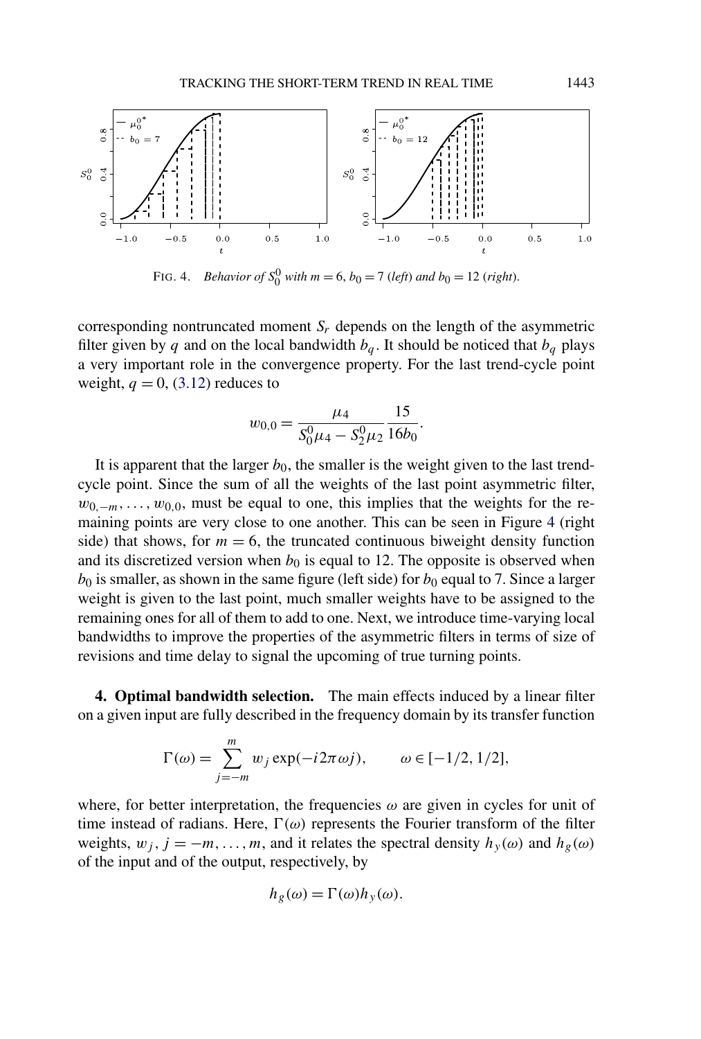FIG. 4. *Behavior of $S_0^0$ with $m = 6$, $b_0 = 7$ (left) and $b_0 = 12$ (right).*

corresponding nontruncated moment $S_r$ depends on the length of the asymmetric filter given by $q$ and on the local bandwidth $b_q$. It should be noticed that $b_q$ plays a very important role in the convergence property. For the last trend-cycle point weight, $q = 0$, (3.12) reduces to

$$w_{0,0} = \frac{\mu_4}{S_0^0 \mu_4 - S_2^0 \mu_2} \frac{15}{16 b_0}.$$

It is apparent that the larger $b_0$, the smaller is the weight given to the last trend-cycle point. Since the sum of all the weights of the last point asymmetric filter, $w_{0,-m}, \ldots, w_{0,0}$, must be equal to one, this implies that the weights for the remaining points are very close to one another. This can be seen in Figure 4 (right side) that shows, for $m = 6$, the truncated continuous biweight density function and its discretized version when $b_0$ is equal to 12. The opposite is observed when $b_0$ is smaller, as shown in the same figure (left side) for $b_0$ equal to 7. Since a larger weight is given to the last point, much smaller weights have to be assigned to the remaining ones for all of them to add to one. Next, we introduce time-varying local bandwidths to improve the properties of the asymmetric filters in terms of size of revisions and time delay to signal the upcoming of true turning points.

## 4. Optimal bandwidth selection.

The main effects induced by a linear filter on a given input are fully described in the frequency domain by its transfer function

$$\Gamma(\omega) = \sum_{j=-m}^{m} w_j \exp(-i 2\pi \omega j), \qquad \omega \in [-1/2, 1/2],$$

where, for better interpretation, the frequencies $\omega$ are given in cycles for unit of time instead of radians. Here, $\Gamma(\omega)$ represents the Fourier transform of the filter weights, $w_j$, $j = -m, \ldots, m$, and it relates the spectral density $h_y(\omega)$ and $h_g(\omega)$ of the input and of the output, respectively, by

$$h_g(\omega) = \Gamma(\omega) h_y(\omega).$$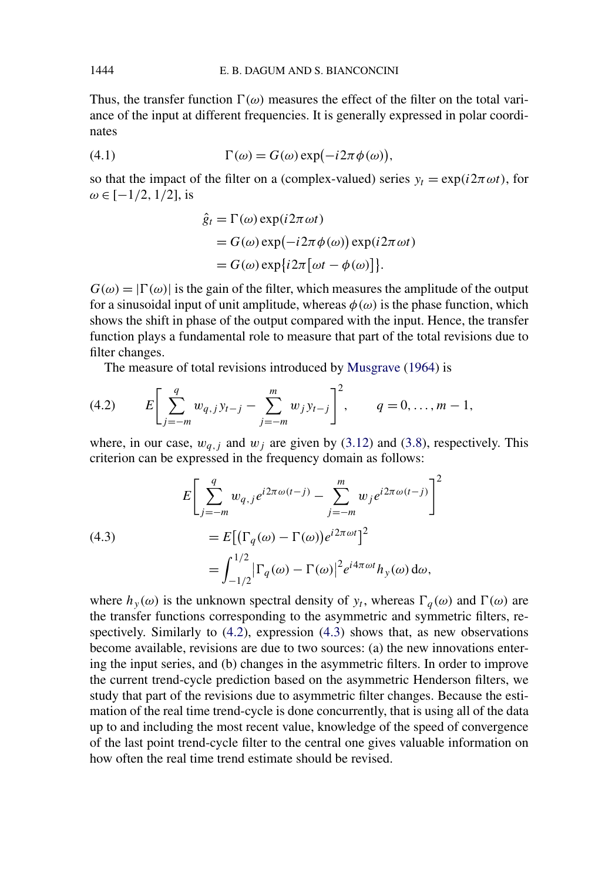Thus, the transfer function $\Gamma(\omega)$ measures the effect of the filter on the total variance of the input at different frequencies. It is generally expressed in polar coordinates

$$\Gamma(\omega) = G(\omega)\exp\bigl(-i2\pi\phi(\omega)\bigr), \tag{4.1}$$

so that the impact of the filter on a (complex-valued) series $y_t = \exp(i2\pi\omega t)$, for $\omega \in [-1/2, 1/2]$, is

$$\begin{aligned}
\hat{g}_t &= \Gamma(\omega)\exp(i2\pi\omega t) \\
&= G(\omega)\exp\bigl(-i2\pi\phi(\omega)\bigr)\exp(i2\pi\omega t) \\
&= G(\omega)\exp\bigl\{i2\pi\bigl[\omega t - \phi(\omega)\bigr]\bigr\}.
\end{aligned}$$

$G(\omega) = |\Gamma(\omega)|$ is the gain of the filter, which measures the amplitude of the output for a sinusoidal input of unit amplitude, whereas $\phi(\omega)$ is the phase function, which shows the shift in phase of the output compared with the input. Hence, the transfer function plays a fundamental role to measure that part of the total revisions due to filter changes.

The measure of total revisions introduced by Musgrave (1964) is

$$E\Biggl[\sum_{j=-m}^{q} w_{q,j} y_{t-j} - \sum_{j=-m}^{m} w_j y_{t-j}\Biggr]^2, \qquad q = 0, \dots, m-1, \tag{4.2}$$

where, in our case, $w_{q,j}$ and $w_j$ are given by (3.12) and (3.8), respectively. This criterion can be expressed in the frequency domain as follows:

$$\begin{aligned}
&E\Biggl[\sum_{j=-m}^{q} w_{q,j} e^{i2\pi\omega(t-j)} - \sum_{j=-m}^{m} w_j e^{i2\pi\omega(t-j)}\Biggr]^2 \\
&\quad = E\bigl[\bigl(\Gamma_q(\omega) - \Gamma(\omega)\bigr)e^{i2\pi\omega t}\bigr]^2 \\
&\quad = \int_{-1/2}^{1/2} \bigl|\Gamma_q(\omega) - \Gamma(\omega)\bigr|^2 e^{i4\pi\omega t} h_y(\omega)\,\mathrm{d}\omega,
\end{aligned} \tag{4.3}$$

where $h_y(\omega)$ is the unknown spectral density of $y_t$, whereas $\Gamma_q(\omega)$ and $\Gamma(\omega)$ are the transfer functions corresponding to the asymmetric and symmetric filters, respectively. Similarly to (4.2), expression (4.3) shows that, as new observations become available, revisions are due to two sources: (a) the new innovations entering the input series, and (b) changes in the asymmetric filters. In order to improve the current trend-cycle prediction based on the asymmetric Henderson filters, we study that part of the revisions due to asymmetric filter changes. Because the estimation of the real time trend-cycle is done concurrently, that is using all of the data up to and including the most recent value, knowledge of the speed of convergence of the last point trend-cycle filter to the central one gives valuable information on how often the real time trend estimate should be revised.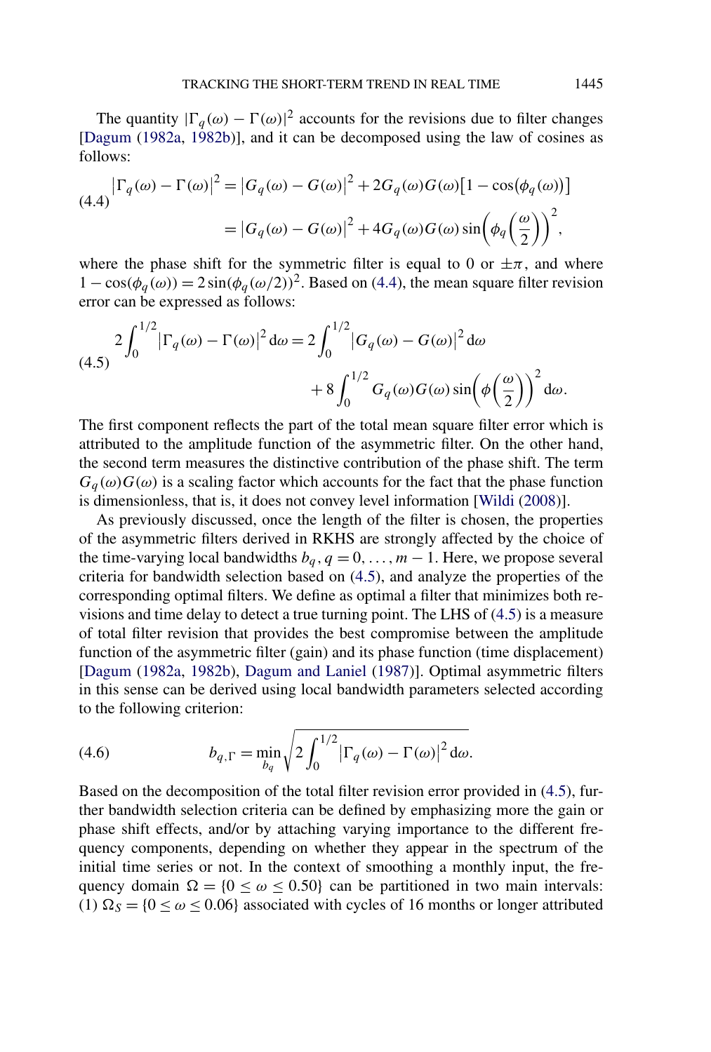The quantity $|\Gamma_q(\omega) - \Gamma(\omega)|^2$ accounts for the revisions due to filter changes [Dagum (1982a, 1982b)], and it can be decomposed using the law of cosines as follows:

$$
\begin{aligned}
\left|\Gamma_q(\omega) - \Gamma(\omega)\right|^2 &= \left|G_q(\omega) - G(\omega)\right|^2 + 2G_q(\omega)G(\omega)\left[1 - \cos\left(\phi_q(\omega)\right)\right] \\
&= \left|G_q(\omega) - G(\omega)\right|^2 + 4G_q(\omega)G(\omega)\sin\left(\phi_q\left(\frac{\omega}{2}\right)\right)^2,
\end{aligned}
\tag{4.4}
$$

where the phase shift for the symmetric filter is equal to 0 or $\pm\pi$, and where $1 - \cos(\phi_q(\omega)) = 2\sin(\phi_q(\omega/2))^2$. Based on (4.4), the mean square filter revision error can be expressed as follows:

$$
\begin{aligned}
2\int_0^{1/2}\left|\Gamma_q(\omega) - \Gamma(\omega)\right|^2 \mathrm{d}\omega &= 2\int_0^{1/2}\left|G_q(\omega) - G(\omega)\right|^2 \mathrm{d}\omega \\
&\quad + 8\int_0^{1/2} G_q(\omega)G(\omega)\sin\left(\phi\left(\frac{\omega}{2}\right)\right)^2 \mathrm{d}\omega.
\end{aligned}
\tag{4.5}
$$

The first component reflects the part of the total mean square filter error which is attributed to the amplitude function of the asymmetric filter. On the other hand, the second term measures the distinctive contribution of the phase shift. The term $G_q(\omega)G(\omega)$ is a scaling factor which accounts for the fact that the phase function is dimensionless, that is, it does not convey level information [Wildi (2008)].

As previously discussed, once the length of the filter is chosen, the properties of the asymmetric filters derived in RKHS are strongly affected by the choice of the time-varying local bandwidths $b_q, q = 0, \ldots, m-1$. Here, we propose several criteria for bandwidth selection based on (4.5), and analyze the properties of the corresponding optimal filters. We define as optimal a filter that minimizes both revisions and time delay to detect a true turning point. The LHS of (4.5) is a measure of total filter revision that provides the best compromise between the amplitude function of the asymmetric filter (gain) and its phase function (time displacement) [Dagum (1982a, 1982b), Dagum and Laniel (1987)]. Optimal asymmetric filters in this sense can be derived using local bandwidth parameters selected according to the following criterion:

$$
b_{q,\Gamma} = \min_{b_q}\sqrt{2\int_0^{1/2}\left|\Gamma_q(\omega) - \Gamma(\omega)\right|^2 \mathrm{d}\omega}.
\tag{4.6}
$$

Based on the decomposition of the total filter revision error provided in (4.5), further bandwidth selection criteria can be defined by emphasizing more the gain or phase shift effects, and/or by attaching varying importance to the different frequency components, depending on whether they appear in the spectrum of the initial time series or not. In the context of smoothing a monthly input, the frequency domain $\Omega = \{0 \leq \omega \leq 0.50\}$ can be partitioned in two main intervals: (1) $\Omega_S = \{0 \leq \omega \leq 0.06\}$ associated with cycles of 16 months or longer attributed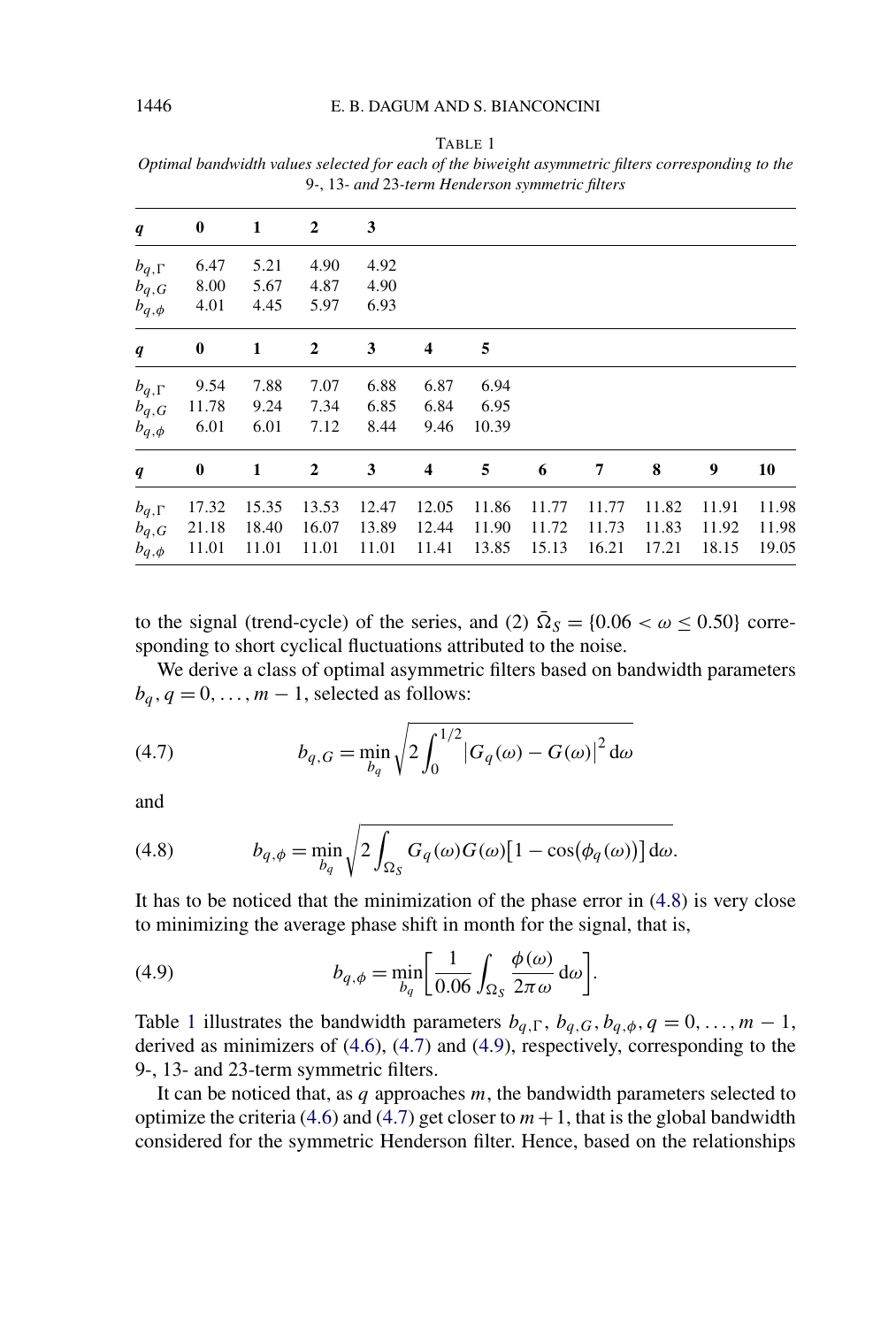TABLE 1

*Optimal bandwidth values selected for each of the biweight asymmetric filters corresponding to the 9-, 13- and 23-term Henderson symmetric filters*

| $q$ | **0** | **1** | **2** | **3** | | | | | | | |
|---|---|---|---|---|---|---|---|---|---|---|---|
| $b_{q,\Gamma}$ | 6.47 | 5.21 | 4.90 | 4.92 | | | | | | | |
| $b_{q,G}$ | 8.00 | 5.67 | 4.87 | 4.90 | | | | | | | |
| $b_{q,\phi}$ | 4.01 | 4.45 | 5.97 | 6.93 | | | | | | | |
| $q$ | **0** | **1** | **2** | **3** | **4** | **5** | | | | | |
| $b_{q,\Gamma}$ | 9.54 | 7.88 | 7.07 | 6.88 | 6.87 | 6.94 | | | | | |
| $b_{q,G}$ | 11.78 | 9.24 | 7.34 | 6.85 | 6.84 | 6.95 | | | | | |
| $b_{q,\phi}$ | 6.01 | 6.01 | 7.12 | 8.44 | 9.46 | 10.39 | | | | | |
| $q$ | **0** | **1** | **2** | **3** | **4** | **5** | **6** | **7** | **8** | **9** | **10** |
| $b_{q,\Gamma}$ | 17.32 | 15.35 | 13.53 | 12.47 | 12.05 | 11.86 | 11.77 | 11.77 | 11.82 | 11.91 | 11.98 |
| $b_{q,G}$ | 21.18 | 18.40 | 16.07 | 13.89 | 12.44 | 11.90 | 11.72 | 11.73 | 11.83 | 11.92 | 11.98 |
| $b_{q,\phi}$ | 11.01 | 11.01 | 11.01 | 11.01 | 11.41 | 13.85 | 15.13 | 16.21 | 17.21 | 18.15 | 19.05 |

to the signal (trend-cycle) of the series, and (2) $\bar{\Omega}_S = \{0.06 < \omega \leq 0.50\}$ corresponding to short cyclical fluctuations attributed to the noise.

We derive a class of optimal asymmetric filters based on bandwidth parameters $b_q, q = 0, \ldots, m-1$, selected as follows:

$$b_{q,G} = \min_{b_q} \sqrt{2 \int_0^{1/2} \left| G_q(\omega) - G(\omega) \right|^2 \mathrm{d}\omega} \tag{4.7}$$

and

$$b_{q,\phi} = \min_{b_q} \sqrt{2 \int_{\Omega_S} G_q(\omega) G(\omega) \left[ 1 - \cos(\phi_q(\omega)) \right] \mathrm{d}\omega}. \tag{4.8}$$

It has to be noticed that the minimization of the phase error in (4.8) is very close to minimizing the average phase shift in month for the signal, that is,

$$b_{q,\phi} = \min_{b_q} \left[ \frac{1}{0.06} \int_{\Omega_S} \frac{\phi(\omega)}{2\pi\omega} \mathrm{d}\omega \right]. \tag{4.9}$$

Table 1 illustrates the bandwidth parameters $b_{q,\Gamma}$, $b_{q,G}, b_{q,\phi}, q = 0, \ldots, m-1$, derived as minimizers of (4.6), (4.7) and (4.9), respectively, corresponding to the 9-, 13- and 23-term symmetric filters.

It can be noticed that, as $q$ approaches $m$, the bandwidth parameters selected to optimize the criteria (4.6) and (4.7) get closer to $m+1$, that is the global bandwidth considered for the symmetric Henderson filter. Hence, based on the relationships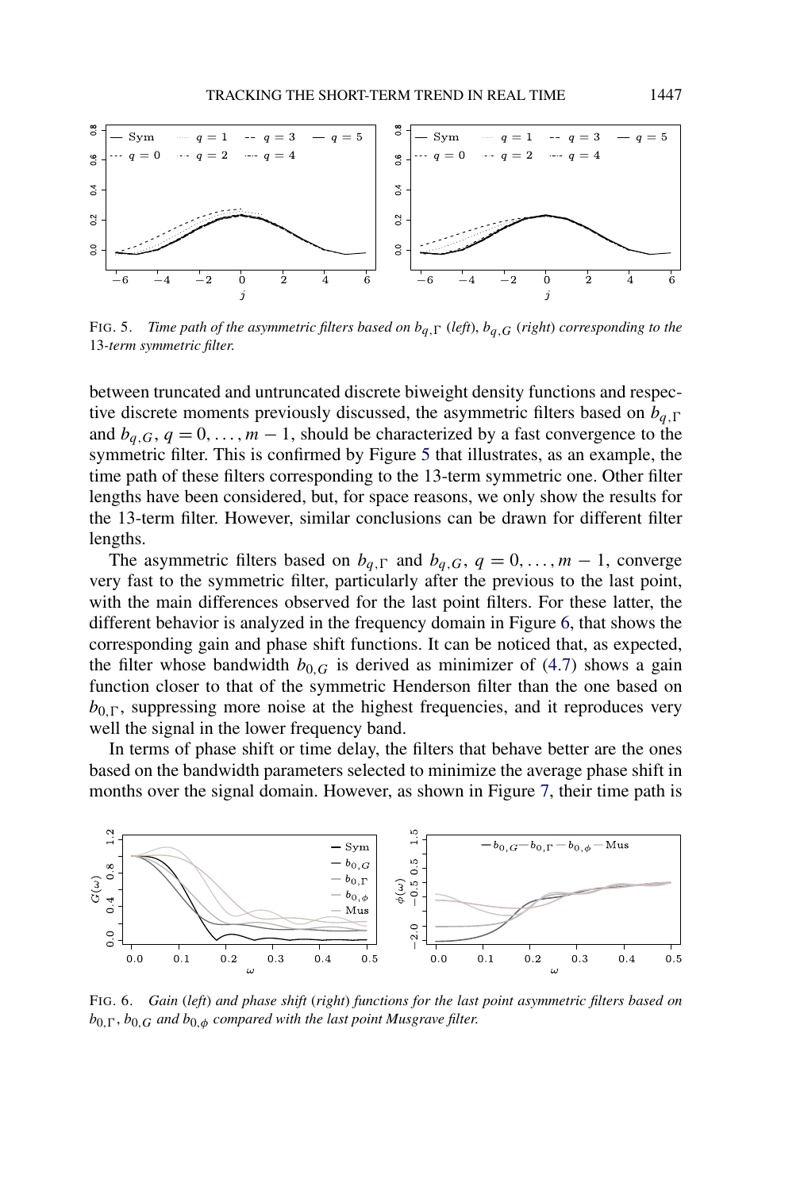FIG. 5. *Time path of the asymmetric filters based on $b_{q,\Gamma}$ (left), $b_{q,G}$ (right) corresponding to the 13-term symmetric filter.*

between truncated and untruncated discrete biweight density functions and respective discrete moments previously discussed, the asymmetric filters based on $b_{q,\Gamma}$ and $b_{q,G}$, $q = 0, \dots, m-1$, should be characterized by a fast convergence to the symmetric filter. This is confirmed by Figure 5 that illustrates, as an example, the time path of these filters corresponding to the 13-term symmetric one. Other filter lengths have been considered, but, for space reasons, we only show the results for the 13-term filter. However, similar conclusions can be drawn for different filter lengths.

The asymmetric filters based on $b_{q,\Gamma}$ and $b_{q,G}$, $q = 0, \dots, m-1$, converge very fast to the symmetric filter, particularly after the previous to the last point, with the main differences observed for the last point filters. For these latter, the different behavior is analyzed in the frequency domain in Figure 6, that shows the corresponding gain and phase shift functions. It can be noticed that, as expected, the filter whose bandwidth $b_{0,G}$ is derived as minimizer of (4.7) shows a gain function closer to that of the symmetric Henderson filter than the one based on $b_{0,\Gamma}$, suppressing more noise at the highest frequencies, and it reproduces very well the signal in the lower frequency band.

In terms of phase shift or time delay, the filters that behave better are the ones based on the bandwidth parameters selected to minimize the average phase shift in months over the signal domain. However, as shown in Figure 7, their time path is

FIG. 6. *Gain (left) and phase shift (right) functions for the last point asymmetric filters based on $b_{0,\Gamma}$, $b_{0,G}$ and $b_{0,\phi}$ compared with the last point Musgrave filter.*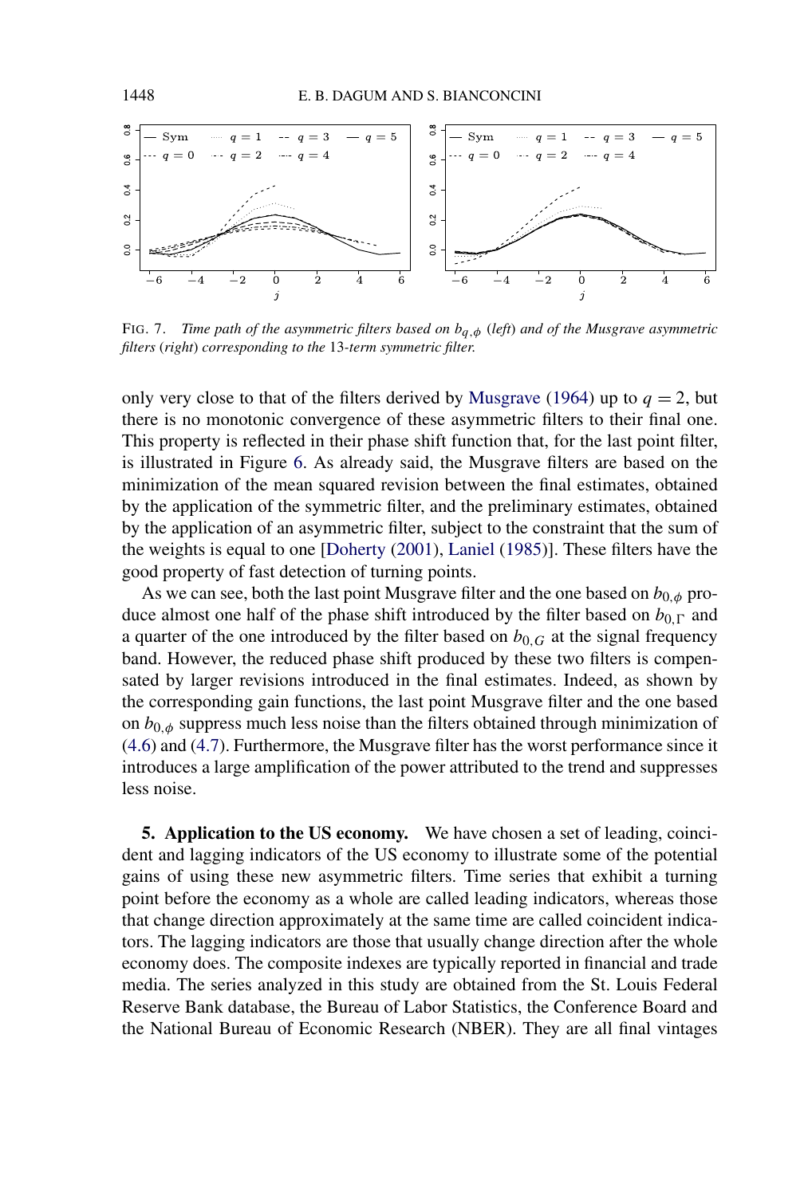FIG. 7. *Time path of the asymmetric filters based on $b_{q,\phi}$ (left) and of the Musgrave asymmetric filters (right) corresponding to the* 13*-term symmetric filter.*

only very close to that of the filters derived by Musgrave (1964) up to $q = 2$, but there is no monotonic convergence of these asymmetric filters to their final one. This property is reflected in their phase shift function that, for the last point filter, is illustrated in Figure 6. As already said, the Musgrave filters are based on the minimization of the mean squared revision between the final estimates, obtained by the application of the symmetric filter, and the preliminary estimates, obtained by the application of an asymmetric filter, subject to the constraint that the sum of the weights is equal to one [Doherty (2001), Laniel (1985)]. These filters have the good property of fast detection of turning points.

As we can see, both the last point Musgrave filter and the one based on $b_{0,\phi}$ produce almost one half of the phase shift introduced by the filter based on $b_{0,\Gamma}$ and a quarter of the one introduced by the filter based on $b_{0,G}$ at the signal frequency band. However, the reduced phase shift produced by these two filters is compensated by larger revisions introduced in the final estimates. Indeed, as shown by the corresponding gain functions, the last point Musgrave filter and the one based on $b_{0,\phi}$ suppress much less noise than the filters obtained through minimization of (4.6) and (4.7). Furthermore, the Musgrave filter has the worst performance since it introduces a large amplification of the power attributed to the trend and suppresses less noise.

**5. Application to the US economy.** We have chosen a set of leading, coincident and lagging indicators of the US economy to illustrate some of the potential gains of using these new asymmetric filters. Time series that exhibit a turning point before the economy as a whole are called leading indicators, whereas those that change direction approximately at the same time are called coincident indicators. The lagging indicators are those that usually change direction after the whole economy does. The composite indexes are typically reported in financial and trade media. The series analyzed in this study are obtained from the St. Louis Federal Reserve Bank database, the Bureau of Labor Statistics, the Conference Board and the National Bureau of Economic Research (NBER). They are all final vintages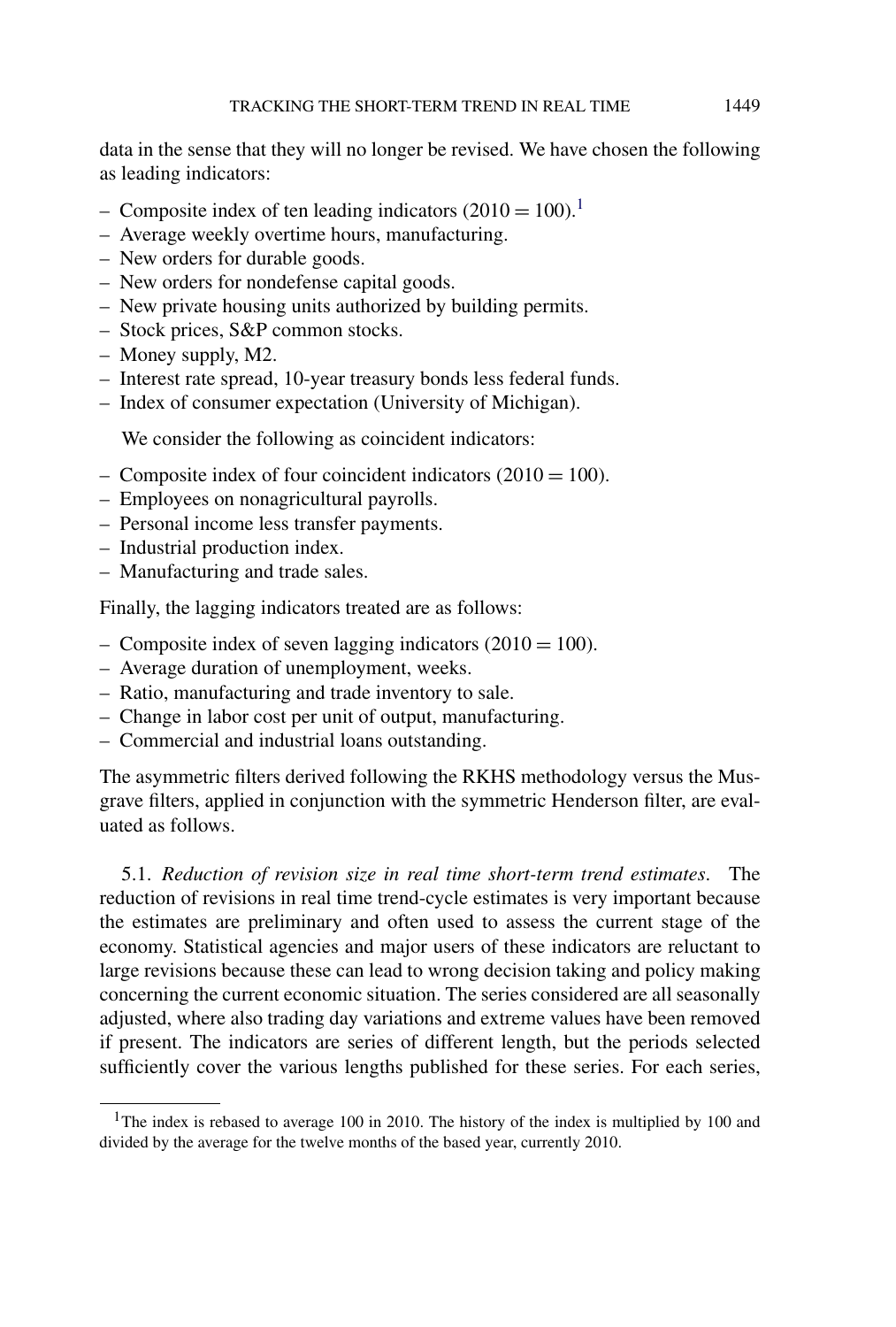data in the sense that they will no longer be revised. We have chosen the following as leading indicators:

- Composite index of ten leading indicators ($2010 = 100$).[1]
- Average weekly overtime hours, manufacturing.
- New orders for durable goods.
- New orders for nondefense capital goods.
- New private housing units authorized by building permits.
- Stock prices, S&P common stocks.
- Money supply, M2.
- Interest rate spread, 10-year treasury bonds less federal funds.
- Index of consumer expectation (University of Michigan).

We consider the following as coincident indicators:

- Composite index of four coincident indicators ($2010 = 100$).
- Employees on nonagricultural payrolls.
- Personal income less transfer payments.
- Industrial production index.
- Manufacturing and trade sales.

Finally, the lagging indicators treated are as follows:

- Composite index of seven lagging indicators ($2010 = 100$).
- Average duration of unemployment, weeks.
- Ratio, manufacturing and trade inventory to sale.
- Change in labor cost per unit of output, manufacturing.
- Commercial and industrial loans outstanding.

The asymmetric filters derived following the RKHS methodology versus the Musgrave filters, applied in conjunction with the symmetric Henderson filter, are evaluated as follows.

5.1. *Reduction of revision size in real time short-term trend estimates.* The reduction of revisions in real time trend-cycle estimates is very important because the estimates are preliminary and often used to assess the current stage of the economy. Statistical agencies and major users of these indicators are reluctant to large revisions because these can lead to wrong decision taking and policy making concerning the current economic situation. The series considered are all seasonally adjusted, where also trading day variations and extreme values have been removed if present. The indicators are series of different length, but the periods selected sufficiently cover the various lengths published for these series. For each series,

[1] The index is rebased to average 100 in 2010. The history of the index is multiplied by 100 and divided by the average for the twelve months of the based year, currently 2010.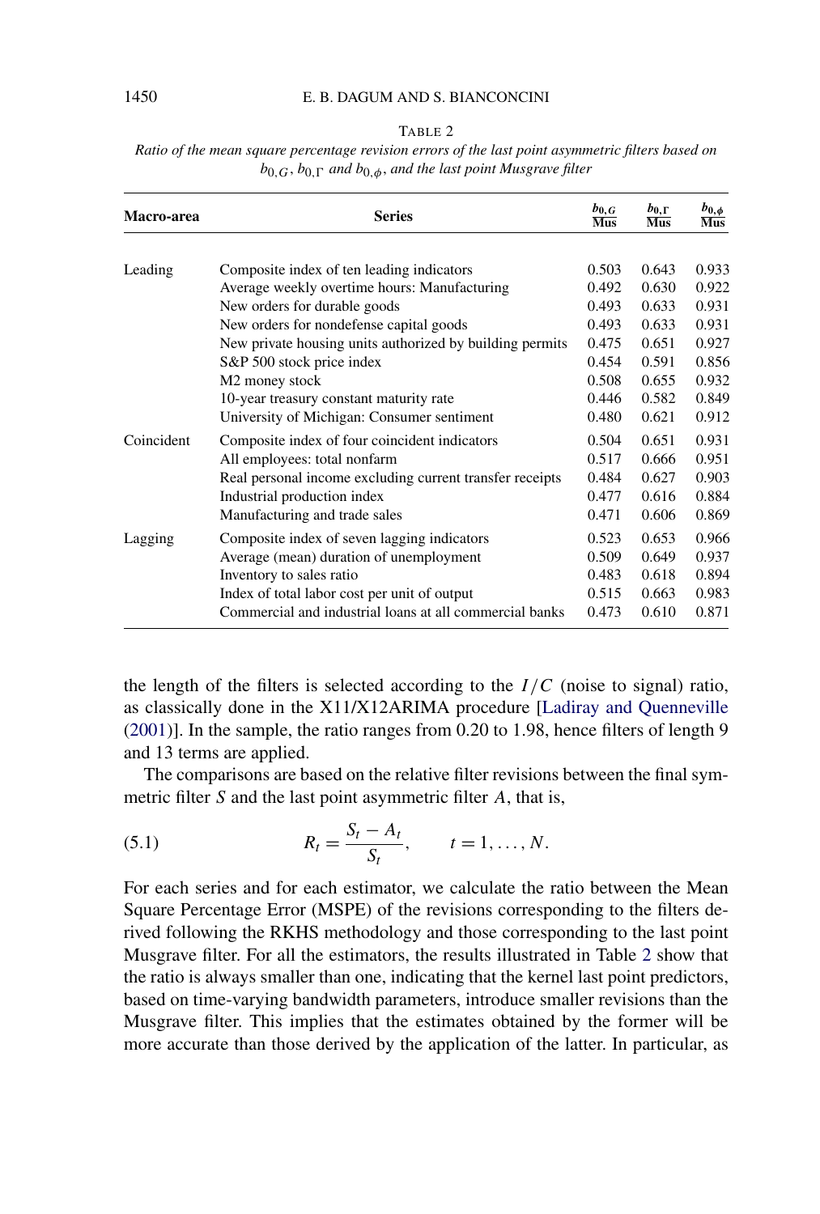TABLE 2

*Ratio of the mean square percentage revision errors of the last point asymmetric filters based on $b_{0,G}$, $b_{0,\Gamma}$ and $b_{0,\phi}$, and the last point Musgrave filter*

| Macro-area | Series | $\frac{b_{0,G}}{\text{Mus}}$ | $\frac{b_{0,\Gamma}}{\text{Mus}}$ | $\frac{b_{0,\phi}}{\text{Mus}}$ |
|---|---|---|---|---|
| Leading | Composite index of ten leading indicators | 0.503 | 0.643 | 0.933 |
| | Average weekly overtime hours: Manufacturing | 0.492 | 0.630 | 0.922 |
| | New orders for durable goods | 0.493 | 0.633 | 0.931 |
| | New orders for nondefense capital goods | 0.493 | 0.633 | 0.931 |
| | New private housing units authorized by building permits | 0.475 | 0.651 | 0.927 |
| | S&P 500 stock price index | 0.454 | 0.591 | 0.856 |
| | M2 money stock | 0.508 | 0.655 | 0.932 |
| | 10-year treasury constant maturity rate | 0.446 | 0.582 | 0.849 |
| | University of Michigan: Consumer sentiment | 0.480 | 0.621 | 0.912 |
| Coincident | Composite index of four coincident indicators | 0.504 | 0.651 | 0.931 |
| | All employees: total nonfarm | 0.517 | 0.666 | 0.951 |
| | Real personal income excluding current transfer receipts | 0.484 | 0.627 | 0.903 |
| | Industrial production index | 0.477 | 0.616 | 0.884 |
| | Manufacturing and trade sales | 0.471 | 0.606 | 0.869 |
| Lagging | Composite index of seven lagging indicators | 0.523 | 0.653 | 0.966 |
| | Average (mean) duration of unemployment | 0.509 | 0.649 | 0.937 |
| | Inventory to sales ratio | 0.483 | 0.618 | 0.894 |
| | Index of total labor cost per unit of output | 0.515 | 0.663 | 0.983 |
| | Commercial and industrial loans at all commercial banks | 0.473 | 0.610 | 0.871 |

the length of the filters is selected according to the $I/C$ (noise to signal) ratio, as classically done in the X11/X12ARIMA procedure [Ladiray and Quenneville (2001)]. In the sample, the ratio ranges from 0.20 to 1.98, hence filters of length 9 and 13 terms are applied.

The comparisons are based on the relative filter revisions between the final symmetric filter $S$ and the last point asymmetric filter $A$, that is,

$$R_t = \frac{S_t - A_t}{S_t}, \qquad t = 1, \dots, N. \tag{5.1}$$

For each series and for each estimator, we calculate the ratio between the Mean Square Percentage Error (MSPE) of the revisions corresponding to the filters derived following the RKHS methodology and those corresponding to the last point Musgrave filter. For all the estimators, the results illustrated in Table 2 show that the ratio is always smaller than one, indicating that the kernel last point predictors, based on time-varying bandwidth parameters, introduce smaller revisions than the Musgrave filter. This implies that the estimates obtained by the former will be more accurate than those derived by the application of the latter. In particular, as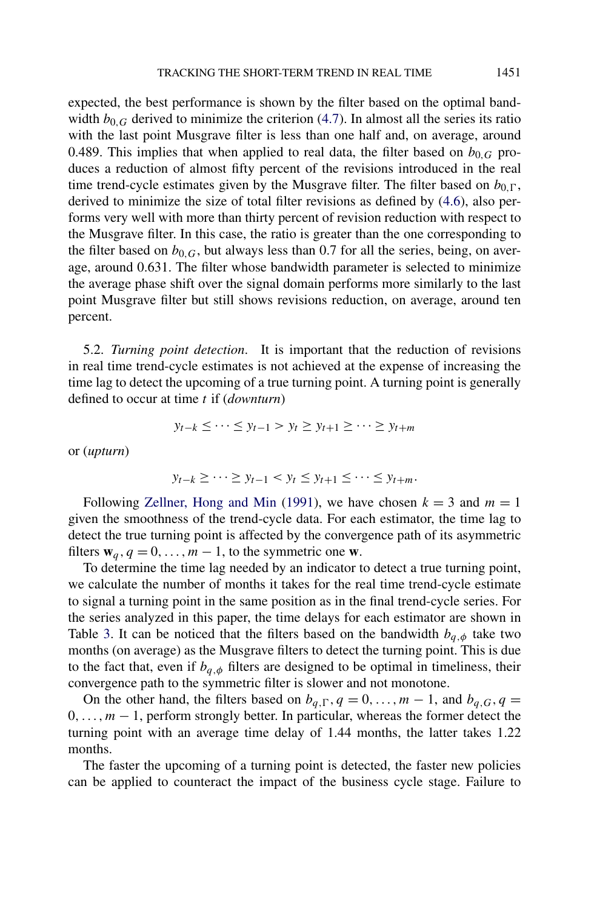expected, the best performance is shown by the filter based on the optimal bandwidth $b_{0,G}$ derived to minimize the criterion (4.7). In almost all the series its ratio with the last point Musgrave filter is less than one half and, on average, around 0.489. This implies that when applied to real data, the filter based on $b_{0,G}$ produces a reduction of almost fifty percent of the revisions introduced in the real time trend-cycle estimates given by the Musgrave filter. The filter based on $b_{0,\Gamma}$, derived to minimize the size of total filter revisions as defined by (4.6), also performs very well with more than thirty percent of revision reduction with respect to the Musgrave filter. In this case, the ratio is greater than the one corresponding to the filter based on $b_{0,G}$, but always less than 0.7 for all the series, being, on average, around 0.631. The filter whose bandwidth parameter is selected to minimize the average phase shift over the signal domain performs more similarly to the last point Musgrave filter but still shows revisions reduction, on average, around ten percent.

5.2. *Turning point detection*. It is important that the reduction of revisions in real time trend-cycle estimates is not achieved at the expense of increasing the time lag to detect the upcoming of a true turning point. A turning point is generally defined to occur at time $t$ if (*downturn*)

$$y_{t-k} \leq \cdots \leq y_{t-1} > y_t \geq y_{t+1} \geq \cdots \geq y_{t+m}$$

or (*upturn*)

$$y_{t-k} \geq \cdots \geq y_{t-1} < y_t \leq y_{t+1} \leq \cdots \leq y_{t+m}.$$

Following Zellner, Hong and Min (1991), we have chosen $k = 3$ and $m = 1$ given the smoothness of the trend-cycle data. For each estimator, the time lag to detect the true turning point is affected by the convergence path of its asymmetric filters $\mathbf{w}_q, q = 0, \ldots, m-1$, to the symmetric one $\mathbf{w}$.

To determine the time lag needed by an indicator to detect a true turning point, we calculate the number of months it takes for the real time trend-cycle estimate to signal a turning point in the same position as in the final trend-cycle series. For the series analyzed in this paper, the time delays for each estimator are shown in Table 3. It can be noticed that the filters based on the bandwidth $b_{q,\phi}$ take two months (on average) as the Musgrave filters to detect the turning point. This is due to the fact that, even if $b_{q,\phi}$ filters are designed to be optimal in timeliness, their convergence path to the symmetric filter is slower and not monotone.

On the other hand, the filters based on $b_{q,\Gamma}, q = 0, \ldots, m-1$, and $b_{q,G}, q = 0, \ldots, m-1$, perform strongly better. In particular, whereas the former detect the turning point with an average time delay of 1.44 months, the latter takes 1.22 months.

The faster the upcoming of a turning point is detected, the faster new policies can be applied to counteract the impact of the business cycle stage. Failure to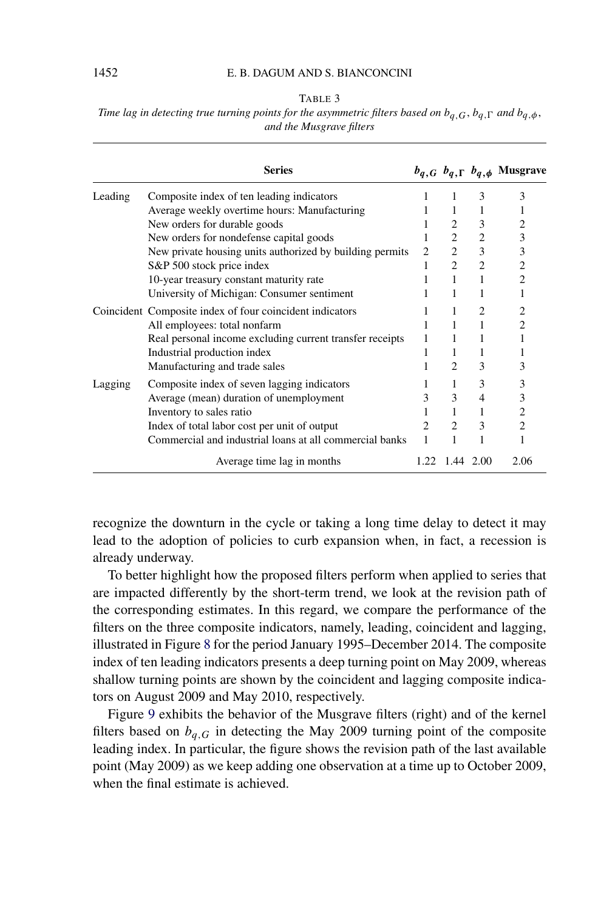TABLE 3

*Time lag in detecting true turning points for the asymmetric filters based on $b_{q,G}$, $b_{q,\Gamma}$ and $b_{q,\phi}$, and the Musgrave filters*

| | **Series** | $b_{q,G}$ | $b_{q,\Gamma}$ | $b_{q,\phi}$ | **Musgrave** |
|---|---|---|---|---|---|
| Leading | Composite index of ten leading indicators | 1 | 1 | 3 | 3 |
| | Average weekly overtime hours: Manufacturing | 1 | 1 | 1 | 1 |
| | New orders for durable goods | 1 | 2 | 3 | 2 |
| | New orders for nondefense capital goods | 1 | 2 | 2 | 3 |
| | New private housing units authorized by building permits | 2 | 2 | 3 | 3 |
| | S&P 500 stock price index | 1 | 2 | 2 | 2 |
| | 10-year treasury constant maturity rate | 1 | 1 | 1 | 2 |
| | University of Michigan: Consumer sentiment | 1 | 1 | 1 | 1 |
| Coincident | Composite index of four coincident indicators | 1 | 1 | 2 | 2 |
| | All employees: total nonfarm | 1 | 1 | 1 | 2 |
| | Real personal income excluding current transfer receipts | 1 | 1 | 1 | 1 |
| | Industrial production index | 1 | 1 | 1 | 1 |
| | Manufacturing and trade sales | 1 | 2 | 3 | 3 |
| Lagging | Composite index of seven lagging indicators | 1 | 1 | 3 | 3 |
| | Average (mean) duration of unemployment | 3 | 3 | 4 | 3 |
| | Inventory to sales ratio | 1 | 1 | 1 | 2 |
| | Index of total labor cost per unit of output | 2 | 2 | 3 | 2 |
| | Commercial and industrial loans at all commercial banks | 1 | 1 | 1 | 1 |
| | Average time lag in months | 1.22 | 1.44 | 2.00 | 2.06 |

recognize the downturn in the cycle or taking a long time delay to detect it may lead to the adoption of policies to curb expansion when, in fact, a recession is already underway.

To better highlight how the proposed filters perform when applied to series that are impacted differently by the short-term trend, we look at the revision path of the corresponding estimates. In this regard, we compare the performance of the filters on the three composite indicators, namely, leading, coincident and lagging, illustrated in Figure 8 for the period January 1995–December 2014. The composite index of ten leading indicators presents a deep turning point on May 2009, whereas shallow turning points are shown by the coincident and lagging composite indicators on August 2009 and May 2010, respectively.

Figure 9 exhibits the behavior of the Musgrave filters (right) and of the kernel filters based on $b_{q,G}$ in detecting the May 2009 turning point of the composite leading index. In particular, the figure shows the revision path of the last available point (May 2009) as we keep adding one observation at a time up to October 2009, when the final estimate is achieved.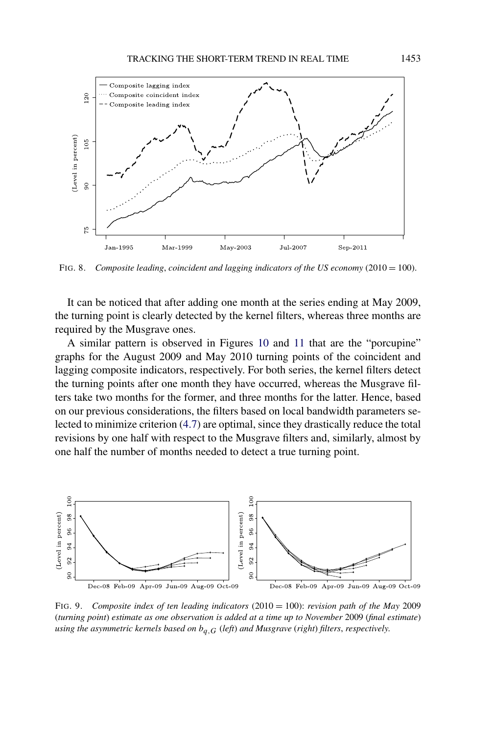FIG. 8. *Composite leading, coincident and lagging indicators of the US economy* (2010 = 100).

It can be noticed that after adding one month at the series ending at May 2009, the turning point is clearly detected by the kernel filters, whereas three months are required by the Musgrave ones.

A similar pattern is observed in Figures 10 and 11 that are the "porcupine" graphs for the August 2009 and May 2010 turning points of the coincident and lagging composite indicators, respectively. For both series, the kernel filters detect the turning points after one month they have occurred, whereas the Musgrave filters take two months for the former, and three months for the latter. Hence, based on our previous considerations, the filters based on local bandwidth parameters selected to minimize criterion (4.7) are optimal, since they drastically reduce the total revisions by one half with respect to the Musgrave filters and, similarly, almost by one half the number of months needed to detect a true turning point.

FIG. 9. *Composite index of ten leading indicators* (2010 = 100): *revision path of the May* 2009 (*turning point*) *estimate as one observation is added at a time up to November* 2009 (*final estimate*) *using the asymmetric kernels based on $b_{q,G}$* (*left*) *and Musgrave* (*right*) *filters, respectively.*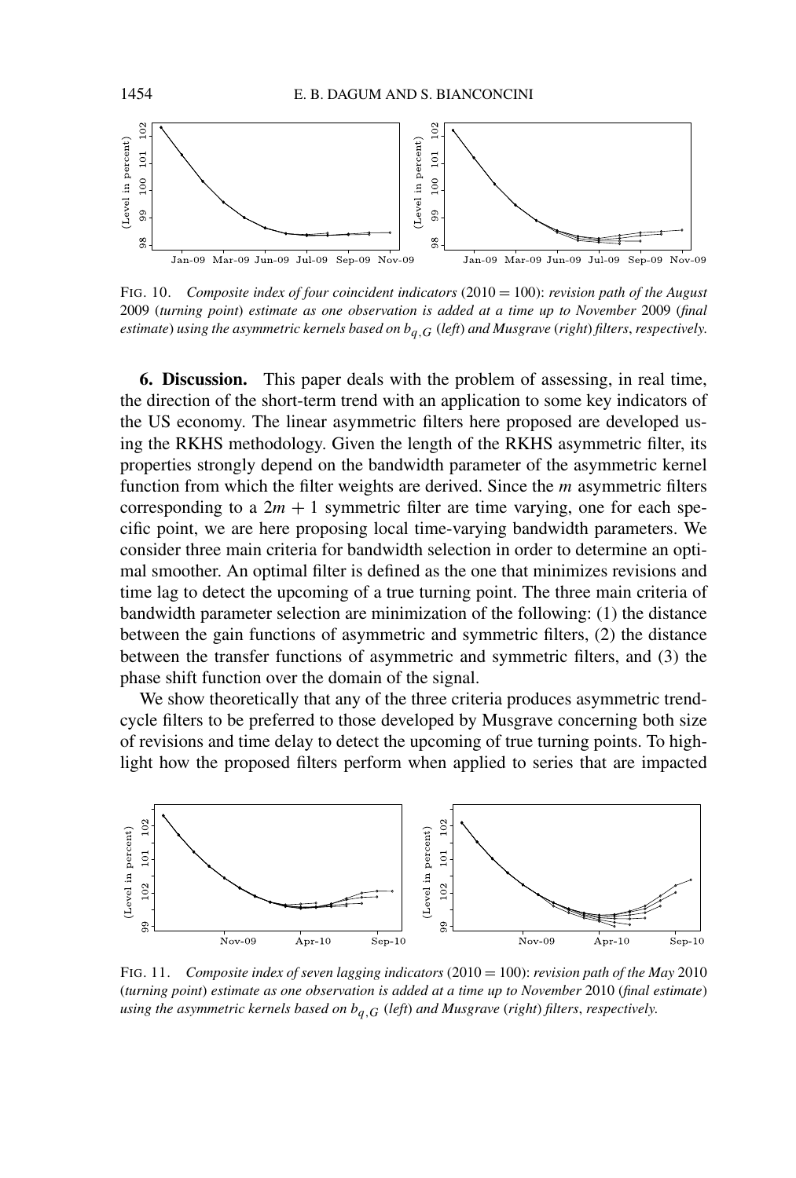FIG. 10. *Composite index of four coincident indicators* $(2010 = 100)$: *revision path of the August* 2009 (*turning point*) *estimate as one observation is added at a time up to November* 2009 (*final estimate*) *using the asymmetric kernels based on* $b_{q,G}$ (*left*) *and Musgrave* (*right*) *filters*, *respectively.*

**6. Discussion.** This paper deals with the problem of assessing, in real time, the direction of the short-term trend with an application to some key indicators of the US economy. The linear asymmetric filters here proposed are developed using the RKHS methodology. Given the length of the RKHS asymmetric filter, its properties strongly depend on the bandwidth parameter of the asymmetric kernel function from which the filter weights are derived. Since the *m* asymmetric filters corresponding to a $2m + 1$ symmetric filter are time varying, one for each specific point, we are here proposing local time-varying bandwidth parameters. We consider three main criteria for bandwidth selection in order to determine an optimal smoother. An optimal filter is defined as the one that minimizes revisions and time lag to detect the upcoming of a true turning point. The three main criteria of bandwidth parameter selection are minimization of the following: (1) the distance between the gain functions of asymmetric and symmetric filters, (2) the distance between the transfer functions of asymmetric and symmetric filters, and (3) the phase shift function over the domain of the signal.

We show theoretically that any of the three criteria produces asymmetric trend-cycle filters to be preferred to those developed by Musgrave concerning both size of revisions and time delay to detect the upcoming of true turning points. To highlight how the proposed filters perform when applied to series that are impacted

FIG. 11. *Composite index of seven lagging indicators* $(2010 = 100)$: *revision path of the May* 2010 (*turning point*) *estimate as one observation is added at a time up to November* 2010 (*final estimate*) *using the asymmetric kernels based on* $b_{q,G}$ (*left*) *and Musgrave* (*right*) *filters*, *respectively.*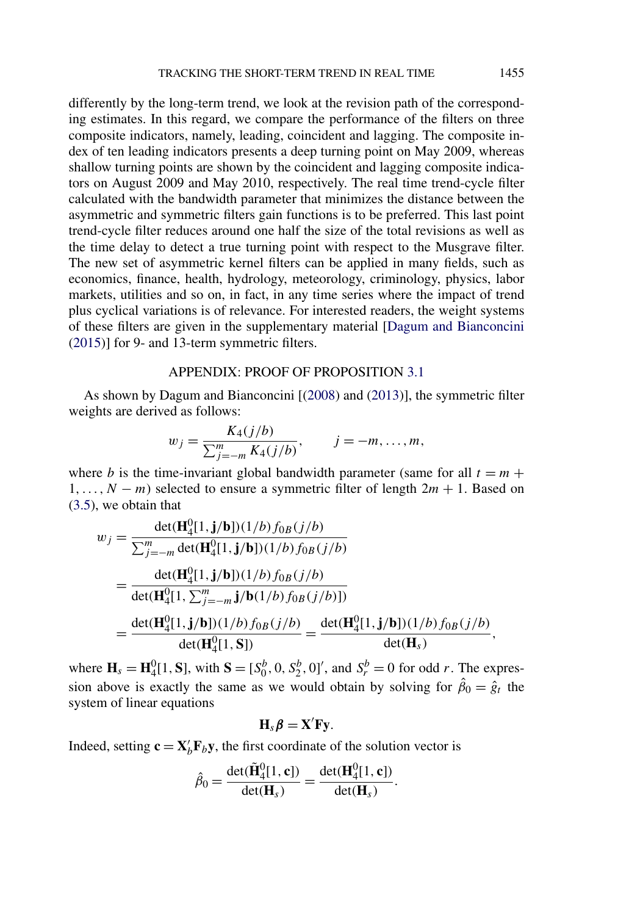differently by the long-term trend, we look at the revision path of the corresponding estimates. In this regard, we compare the performance of the filters on three composite indicators, namely, leading, coincident and lagging. The composite index of ten leading indicators presents a deep turning point on May 2009, whereas shallow turning points are shown by the coincident and lagging composite indicators on August 2009 and May 2010, respectively. The real time trend-cycle filter calculated with the bandwidth parameter that minimizes the distance between the asymmetric and symmetric filters gain functions is to be preferred. This last point trend-cycle filter reduces around one half the size of the total revisions as well as the time delay to detect a true turning point with respect to the Musgrave filter. The new set of asymmetric kernel filters can be applied in many fields, such as economics, finance, health, hydrology, meteorology, criminology, physics, labor markets, utilities and so on, in fact, in any time series where the impact of trend plus cyclical variations is of relevance. For interested readers, the weight systems of these filters are given in the supplementary material [Dagum and Bianconcini (2015)] for 9- and 13-term symmetric filters.

## APPENDIX: PROOF OF PROPOSITION 3.1

As shown by Dagum and Bianconcini [(2008) and (2013)], the symmetric filter weights are derived as follows:

$$w_j = \frac{K_4(j/b)}{\sum_{j=-m}^{m} K_4(j/b)}, \qquad j = -m, \dots, m,$$

where $b$ is the time-invariant global bandwidth parameter (same for all $t = m+1, \dots, N-m$) selected to ensure a symmetric filter of length $2m+1$. Based on (3.5), we obtain that

$$\begin{aligned}
w_j &= \frac{\det(\mathbf{H}_4^0[1, \mathbf{j}/\mathbf{b}])(1/b) f_{0B}(j/b)}{\sum_{j=-m}^{m} \det(\mathbf{H}_4^0[1, \mathbf{j}/\mathbf{b}])(1/b) f_{0B}(j/b)} \\
&= \frac{\det(\mathbf{H}_4^0[1, \mathbf{j}/\mathbf{b}])(1/b) f_{0B}(j/b)}{\det(\mathbf{H}_4^0[1, \sum_{j=-m}^{m} \mathbf{j}/\mathbf{b}(1/b) f_{0\mathbf{B}}(j/b)])} \\
&= \frac{\det(\mathbf{H}_4^0[1, \mathbf{j}/\mathbf{b}])(1/b) f_{0B}(j/b)}{\det(\mathbf{H}_4^0[1, \mathbf{S}])} = \frac{\det(\mathbf{H}_4^0[1, \mathbf{j}/\mathbf{b}])(1/b) f_{0B}(j/b)}{\det(\mathbf{H}_s)},
\end{aligned}$$

where $\mathbf{H}_s = \mathbf{H}_4^0[1, \mathbf{S}]$, with $\mathbf{S} = [S_0^b, 0, S_2^b, 0]'$, and $S_r^b = 0$ for odd $r$. The expression above is exactly the same as we would obtain by solving for $\hat{\beta}_0 = \hat{g}_t$ the system of linear equations

$$\mathbf{H}_s \boldsymbol{\beta} = \mathbf{X}'\mathbf{F}\mathbf{y}.$$

Indeed, setting $\mathbf{c} = \mathbf{X}_b'\mathbf{F}_b\mathbf{y}$, the first coordinate of the solution vector is

$$\hat{\beta}_0 = \frac{\det(\tilde{\mathbf{H}}_4^0[1, \mathbf{c}])}{\det(\mathbf{H}_s)} = \frac{\det(\mathbf{H}_4^0[1, \mathbf{c}])}{\det(\mathbf{H}_s)}.$$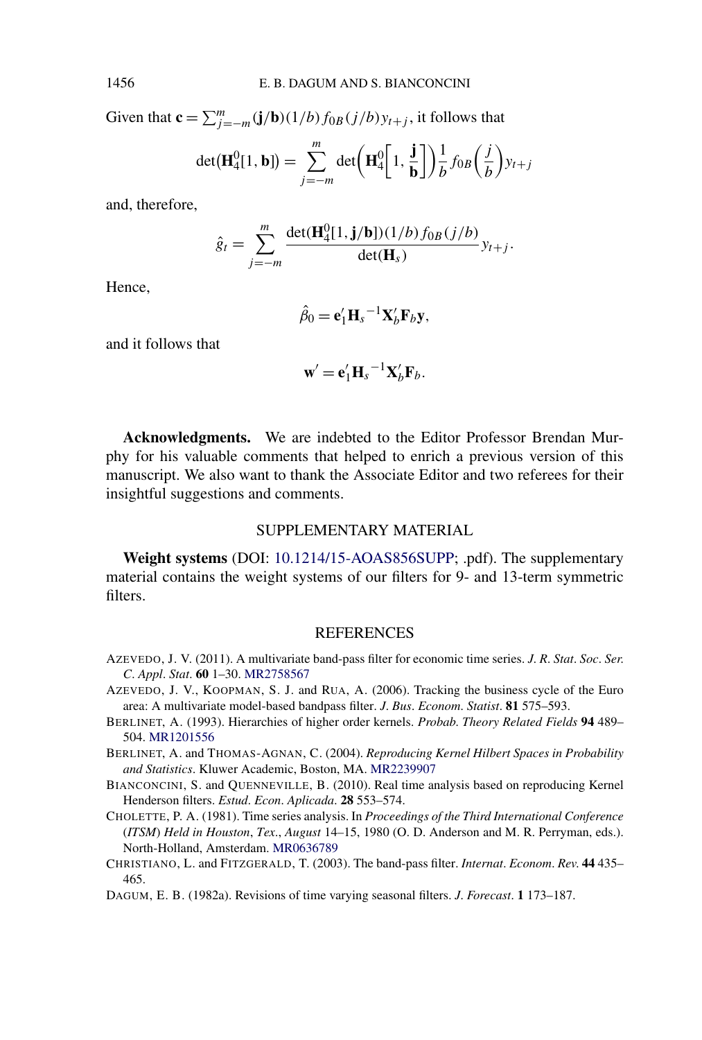Given that $\mathbf{c} = \sum_{j=-m}^{m} (\mathbf{j}/\mathbf{b})(1/b) f_{0B}(j/b) y_{t+j}$, it follows that

$$\det(\mathbf{H}_4^0[1, \mathbf{b}]) = \sum_{j=-m}^{m} \det\left(\mathbf{H}_4^0\left[1, \frac{\mathbf{j}}{\mathbf{b}}\right]\right) \frac{1}{b} f_{0B}\left(\frac{j}{b}\right) y_{t+j}$$

and, therefore,

$$\hat{g}_t = \sum_{j=-m}^{m} \frac{\det(\mathbf{H}_4^0[1, \mathbf{j}/\mathbf{b}])(1/b) f_{0B}(j/b)}{\det(\mathbf{H}_s)} y_{t+j}.$$

Hence,

$$\hat{\beta}_0 = \mathbf{e}_1' \mathbf{H}_s{}^{-1} \mathbf{X}_b' \mathbf{F}_b \mathbf{y},$$

and it follows that

$$\mathbf{w}' = \mathbf{e}_1' \mathbf{H}_s{}^{-1} \mathbf{X}_b' \mathbf{F}_b.$$

**Acknowledgments.** We are indebted to the Editor Professor Brendan Murphy for his valuable comments that helped to enrich a previous version of this manuscript. We also want to thank the Associate Editor and two referees for their insightful suggestions and comments.

## SUPPLEMENTARY MATERIAL

**Weight systems** (DOI: 10.1214/15-AOAS856SUPP; .pdf). The supplementary material contains the weight systems of our filters for 9- and 13-term symmetric filters.

## REFERENCES

AZEVEDO, J. V. (2011). A multivariate band-pass filter for economic time series. *J. R. Stat. Soc. Ser. C. Appl. Stat.* **60** 1–30. MR2758567

AZEVEDO, J. V., KOOPMAN, S. J. and RUA, A. (2006). Tracking the business cycle of the Euro area: A multivariate model-based bandpass filter. *J. Bus. Econom. Statist.* **81** 575–593.

BERLINET, A. (1993). Hierarchies of higher order kernels. *Probab. Theory Related Fields* **94** 489–504. MR1201556

BERLINET, A. and THOMAS-AGNAN, C. (2004). *Reproducing Kernel Hilbert Spaces in Probability and Statistics*. Kluwer Academic, Boston, MA. MR2239907

BIANCONCINI, S. and QUENNEVILLE, B. (2010). Real time analysis based on reproducing Kernel Henderson filters. *Estud. Econ. Aplicada*. **28** 553–574.

CHOLETTE, P. A. (1981). Time series analysis. In *Proceedings of the Third International Conference* (*ITSM*) *Held in Houston*, *Tex*., *August* 14–15, 1980 (O. D. Anderson and M. R. Perryman, eds.). North-Holland, Amsterdam. MR0636789

CHRISTIANO, L. and FITZGERALD, T. (2003). The band-pass filter. *Internat. Econom. Rev.* **44** 435–465.

DAGUM, E. B. (1982a). Revisions of time varying seasonal filters. *J. Forecast.* **1** 173–187.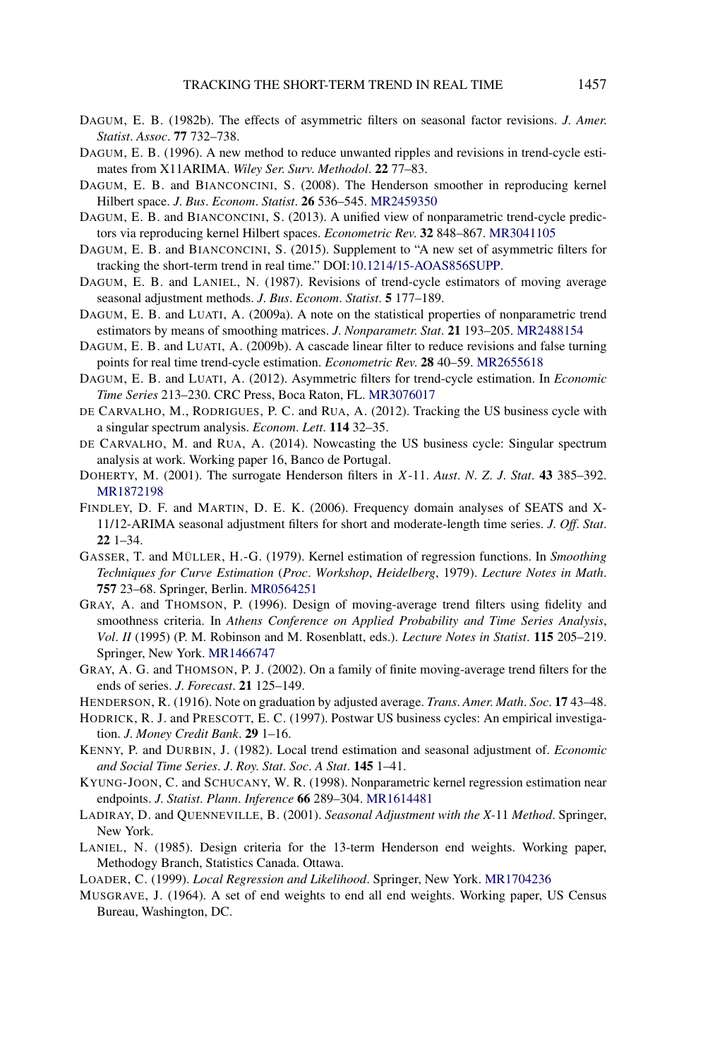DAGUM, E. B. (1982b). The effects of asymmetric filters on seasonal factor revisions. *J. Amer. Statist. Assoc.* **77** 732–738.

DAGUM, E. B. (1996). A new method to reduce unwanted ripples and revisions in trend-cycle estimates from X11ARIMA. *Wiley Ser. Surv. Methodol.* **22** 77–83.

DAGUM, E. B. and BIANCONCINI, S. (2008). The Henderson smoother in reproducing kernel Hilbert space. *J. Bus. Econom. Statist.* **26** 536–545. MR2459350

DAGUM, E. B. and BIANCONCINI, S. (2013). A unified view of nonparametric trend-cycle predictors via reproducing kernel Hilbert spaces. *Econometric Rev.* **32** 848–867. MR3041105

DAGUM, E. B. and BIANCONCINI, S. (2015). Supplement to "A new set of asymmetric filters for tracking the short-term trend in real time." DOI:10.1214/15-AOAS856SUPP.

DAGUM, E. B. and LANIEL, N. (1987). Revisions of trend-cycle estimators of moving average seasonal adjustment methods. *J. Bus. Econom. Statist.* **5** 177–189.

DAGUM, E. B. and LUATI, A. (2009a). A note on the statistical properties of nonparametric trend estimators by means of smoothing matrices. *J. Nonparametr. Stat.* **21** 193–205. MR2488154

DAGUM, E. B. and LUATI, A. (2009b). A cascade linear filter to reduce revisions and false turning points for real time trend-cycle estimation. *Econometric Rev.* **28** 40–59. MR2655618

DAGUM, E. B. and LUATI, A. (2012). Asymmetric filters for trend-cycle estimation. In *Economic Time Series* 213–230. CRC Press, Boca Raton, FL. MR3076017

DE CARVALHO, M., RODRIGUES, P. C. and RUA, A. (2012). Tracking the US business cycle with a singular spectrum analysis. *Econom. Lett.* **114** 32–35.

DE CARVALHO, M. and RUA, A. (2014). Nowcasting the US business cycle: Singular spectrum analysis at work. Working paper 16, Banco de Portugal.

DOHERTY, M. (2001). The surrogate Henderson filters in *X*-11. *Aust. N. Z. J. Stat.* **43** 385–392. MR1872198

FINDLEY, D. F. and MARTIN, D. E. K. (2006). Frequency domain analyses of SEATS and X-11/12-ARIMA seasonal adjustment filters for short and moderate-length time series. *J. Off. Stat.* **22** 1–34.

GASSER, T. and MÜLLER, H.-G. (1979). Kernel estimation of regression functions. In *Smoothing Techniques for Curve Estimation* (*Proc. Workshop, Heidelberg*, 1979). *Lecture Notes in Math.* **757** 23–68. Springer, Berlin. MR0564251

GRAY, A. and THOMSON, P. (1996). Design of moving-average trend filters using fidelity and smoothness criteria. In *Athens Conference on Applied Probability and Time Series Analysis, Vol. II* (1995) (P. M. Robinson and M. Rosenblatt, eds.). *Lecture Notes in Statist.* **115** 205–219. Springer, New York. MR1466747

GRAY, A. G. and THOMSON, P. J. (2002). On a family of finite moving-average trend filters for the ends of series. *J. Forecast.* **21** 125–149.

HENDERSON, R. (1916). Note on graduation by adjusted average. *Trans. Amer. Math. Soc.* **17** 43–48.

HODRICK, R. J. and PRESCOTT, E. C. (1997). Postwar US business cycles: An empirical investigation. *J. Money Credit Bank.* **29** 1–16.

KENNY, P. and DURBIN, J. (1982). Local trend estimation and seasonal adjustment of. *Economic and Social Time Series. J. Roy. Stat. Soc. A Stat.* **145** 1–41.

KYUNG-JOON, C. and SCHUCANY, W. R. (1998). Nonparametric kernel regression estimation near endpoints. *J. Statist. Plann. Inference* **66** 289–304. MR1614481

LADIRAY, D. and QUENNEVILLE, B. (2001). *Seasonal Adjustment with the X-*11 *Method*. Springer, New York.

LANIEL, N. (1985). Design criteria for the 13-term Henderson end weights. Working paper, Methodogy Branch, Statistics Canada. Ottawa.

LOADER, C. (1999). *Local Regression and Likelihood*. Springer, New York. MR1704236

MUSGRAVE, J. (1964). A set of end weights to end all end weights. Working paper, US Census Bureau, Washington, DC.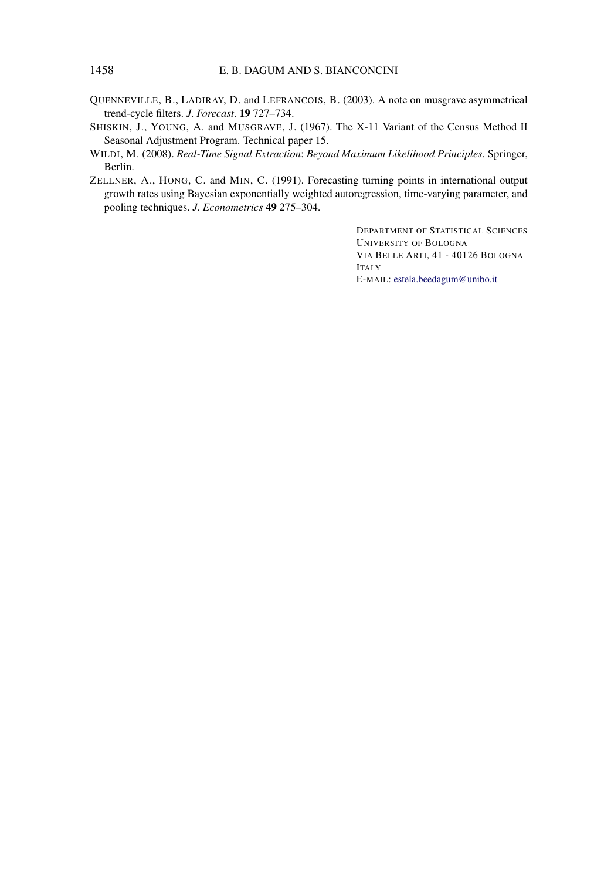QUENNEVILLE, B., LADIRAY, D. and LEFRANCOIS, B. (2003). A note on musgrave asymmetrical trend-cycle filters. *J. Forecast.* **19** 727–734.

SHISKIN, J., YOUNG, A. and MUSGRAVE, J. (1967). The X-11 Variant of the Census Method II Seasonal Adjustment Program. Technical paper 15.

WILDI, M. (2008). *Real-Time Signal Extraction*: *Beyond Maximum Likelihood Principles*. Springer, Berlin.

ZELLNER, A., HONG, C. and MIN, C. (1991). Forecasting turning points in international output growth rates using Bayesian exponentially weighted autoregression, time-varying parameter, and pooling techniques. *J. Econometrics* **49** 275–304.

DEPARTMENT OF STATISTICAL SCIENCES
UNIVERSITY OF BOLOGNA
VIA BELLE ARTI, 41 - 40126 BOLOGNA
ITALY
E-MAIL: estela.beedagum@unibo.it